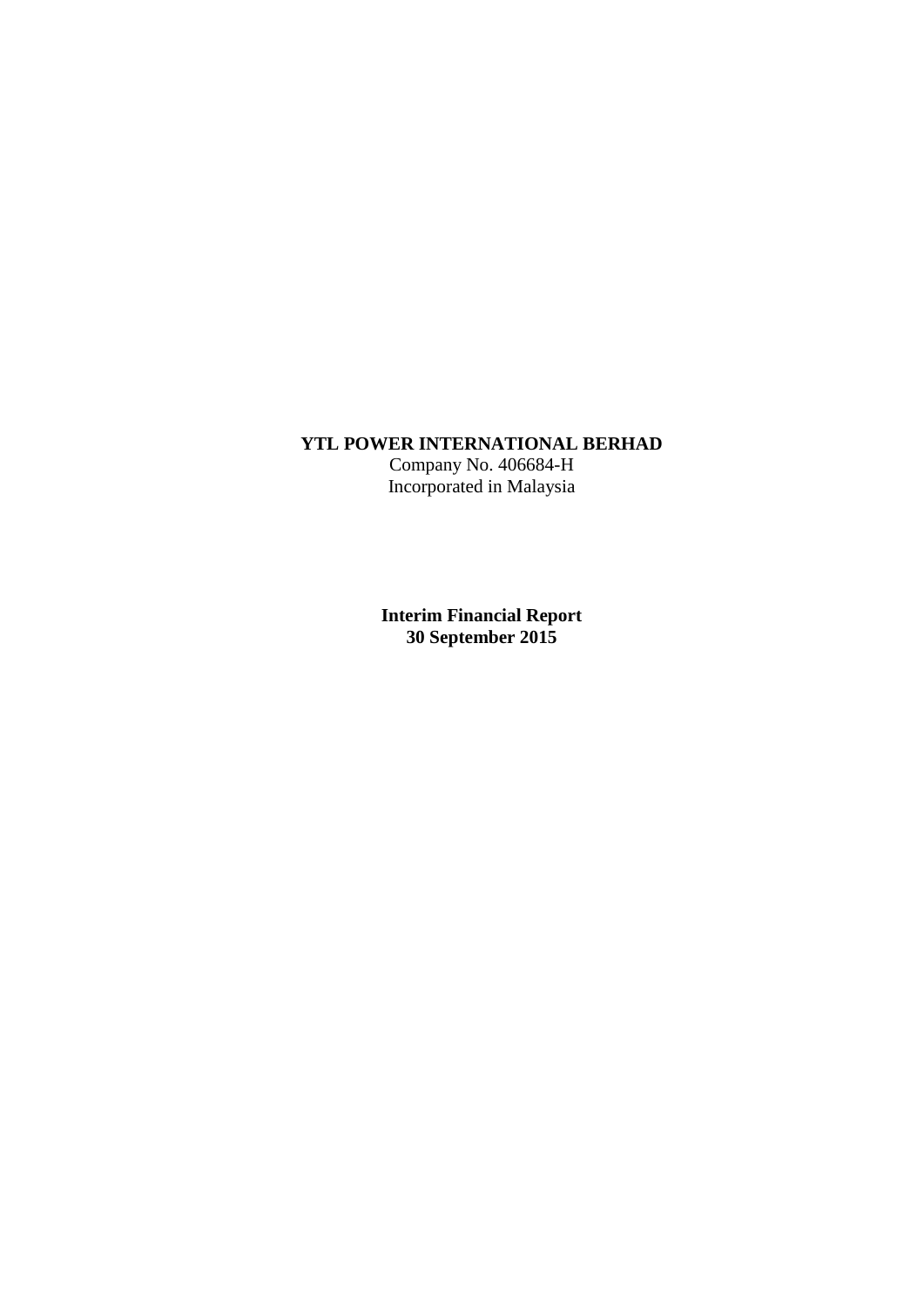**YTL POWER INTERNATIONAL BERHAD**
Company No. 406684-H
Incorporated in Malaysia

**Interim Financial Report**
**30 September 2015**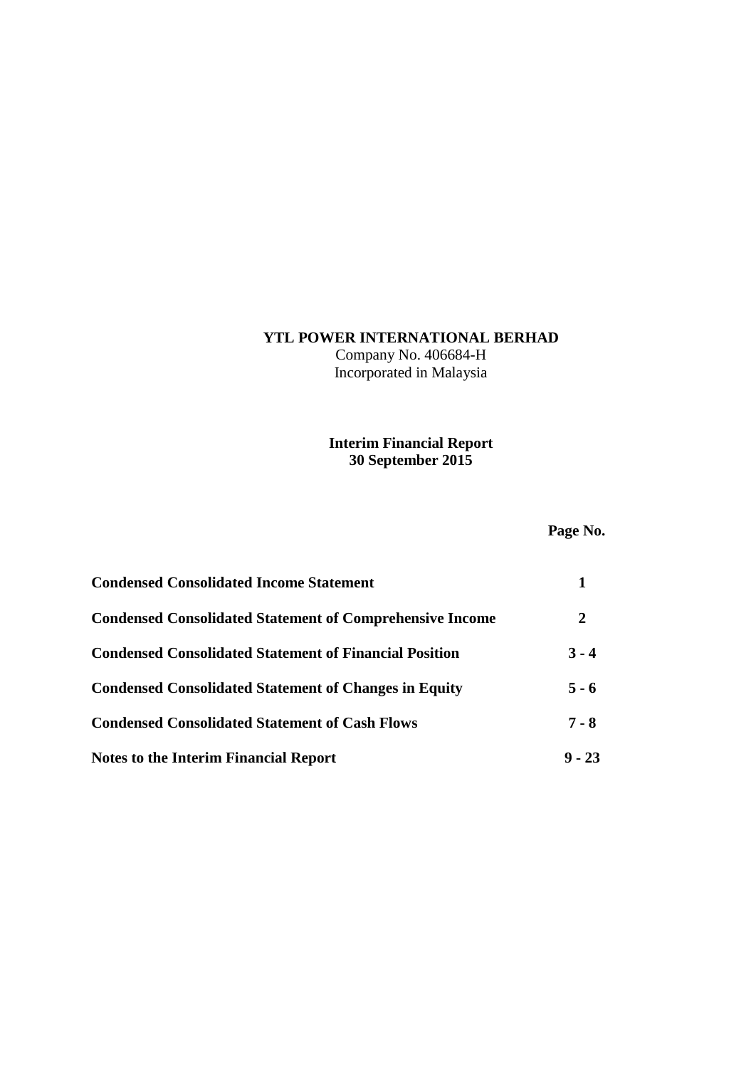**YTL POWER INTERNATIONAL BERHAD**

Company No. 406684-H

Incorporated in Malaysia

**Interim Financial Report**
**30 September 2015**

| | **Page No.** |
|---|---|
| **Condensed Consolidated Income Statement** | **1** |
| **Condensed Consolidated Statement of Comprehensive Income** | **2** |
| **Condensed Consolidated Statement of Financial Position** | **3 - 4** |
| **Condensed Consolidated Statement of Changes in Equity** | **5 - 6** |
| **Condensed Consolidated Statement of Cash Flows** | **7 - 8** |
| **Notes to the Interim Financial Report** | **9 - 23** |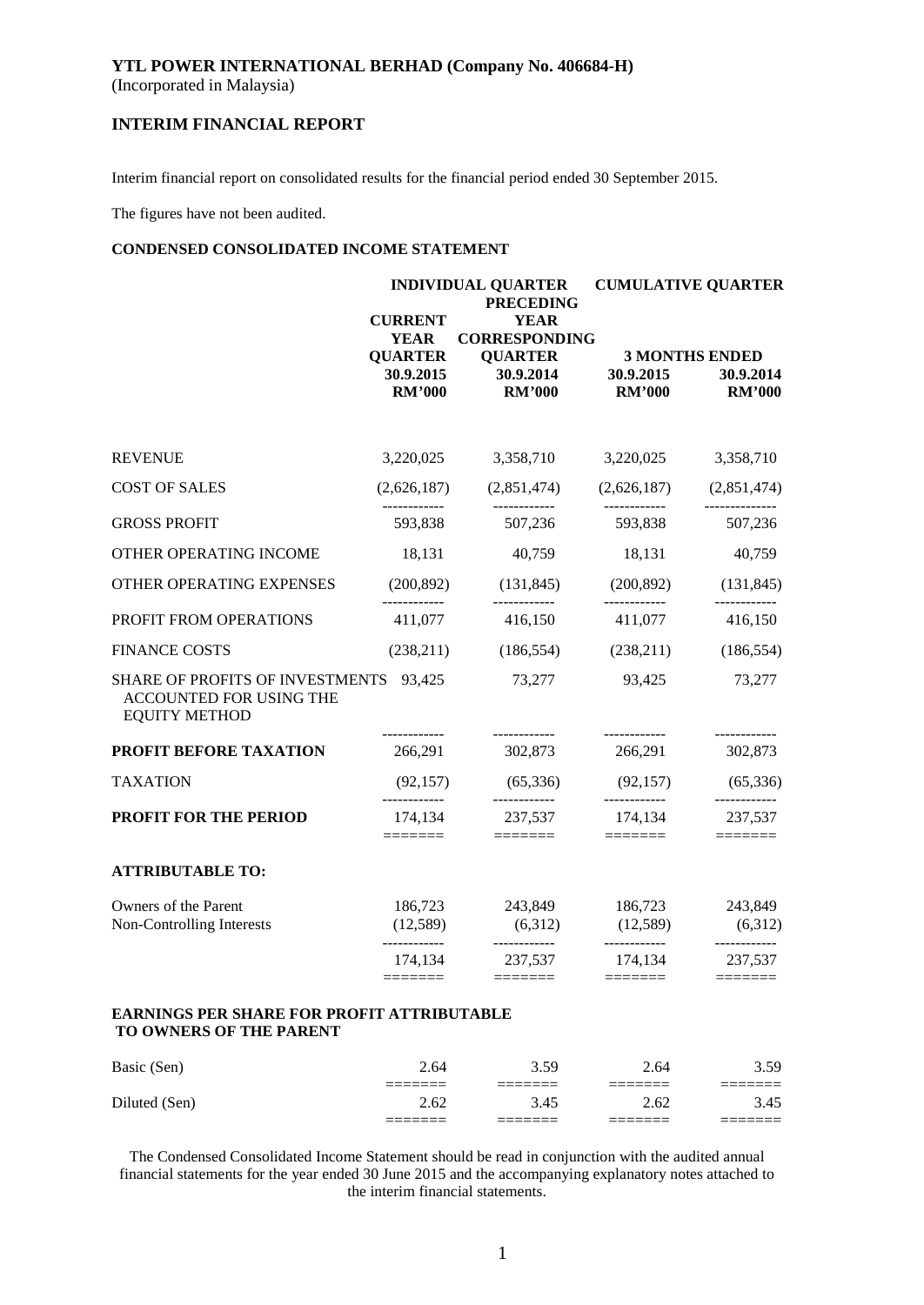**YTL POWER INTERNATIONAL BERHAD (Company No. 406684-H)**
(Incorporated in Malaysia)

## INTERIM FINANCIAL REPORT

Interim financial report on consolidated results for the financial period ended 30 September 2015.

The figures have not been audited.

### CONDENSED CONSOLIDATED INCOME STATEMENT

| | INDIVIDUAL QUARTER | | CUMULATIVE QUARTER | |
|---|---|---|---|---|
| | CURRENT YEAR QUARTER | PRECEDING YEAR CORRESPONDING QUARTER | 3 MONTHS ENDED | |
| | 30.9.2015 | 30.9.2014 | 30.9.2015 | 30.9.2014 |
| | RM'000 | RM'000 | RM'000 | RM'000 |
| REVENUE | 3,220,025 | 3,358,710 | 3,220,025 | 3,358,710 |
| COST OF SALES | (2,626,187) | (2,851,474) | (2,626,187) | (2,851,474) |
| GROSS PROFIT | 593,838 | 507,236 | 593,838 | 507,236 |
| OTHER OPERATING INCOME | 18,131 | 40,759 | 18,131 | 40,759 |
| OTHER OPERATING EXPENSES | (200,892) | (131,845) | (200,892) | (131,845) |
| PROFIT FROM OPERATIONS | 411,077 | 416,150 | 411,077 | 416,150 |
| FINANCE COSTS | (238,211) | (186,554) | (238,211) | (186,554) |
| SHARE OF PROFITS OF INVESTMENTS ACCOUNTED FOR USING THE EQUITY METHOD | 93,425 | 73,277 | 93,425 | 73,277 |
| **PROFIT BEFORE TAXATION** | 266,291 | 302,873 | 266,291 | 302,873 |
| TAXATION | (92,157) | (65,336) | (92,157) | (65,336) |
| **PROFIT FOR THE PERIOD** | 174,134 | 237,537 | 174,134 | 237,537 |
| **ATTRIBUTABLE TO:** | | | | |
| Owners of the Parent | 186,723 | 243,849 | 186,723 | 243,849 |
| Non-Controlling Interests | (12,589) | (6,312) | (12,589) | (6,312) |
| | 174,134 | 237,537 | 174,134 | 237,537 |

**EARNINGS PER SHARE FOR PROFIT ATTRIBUTABLE TO OWNERS OF THE PARENT**

| | | | | |
|---|---|---|---|---|
| Basic (Sen) | 2.64 | 3.59 | 2.64 | 3.59 |
| Diluted (Sen) | 2.62 | 3.45 | 2.62 | 3.45 |

The Condensed Consolidated Income Statement should be read in conjunction with the audited annual financial statements for the year ended 30 June 2015 and the accompanying explanatory notes attached to the interim financial statements.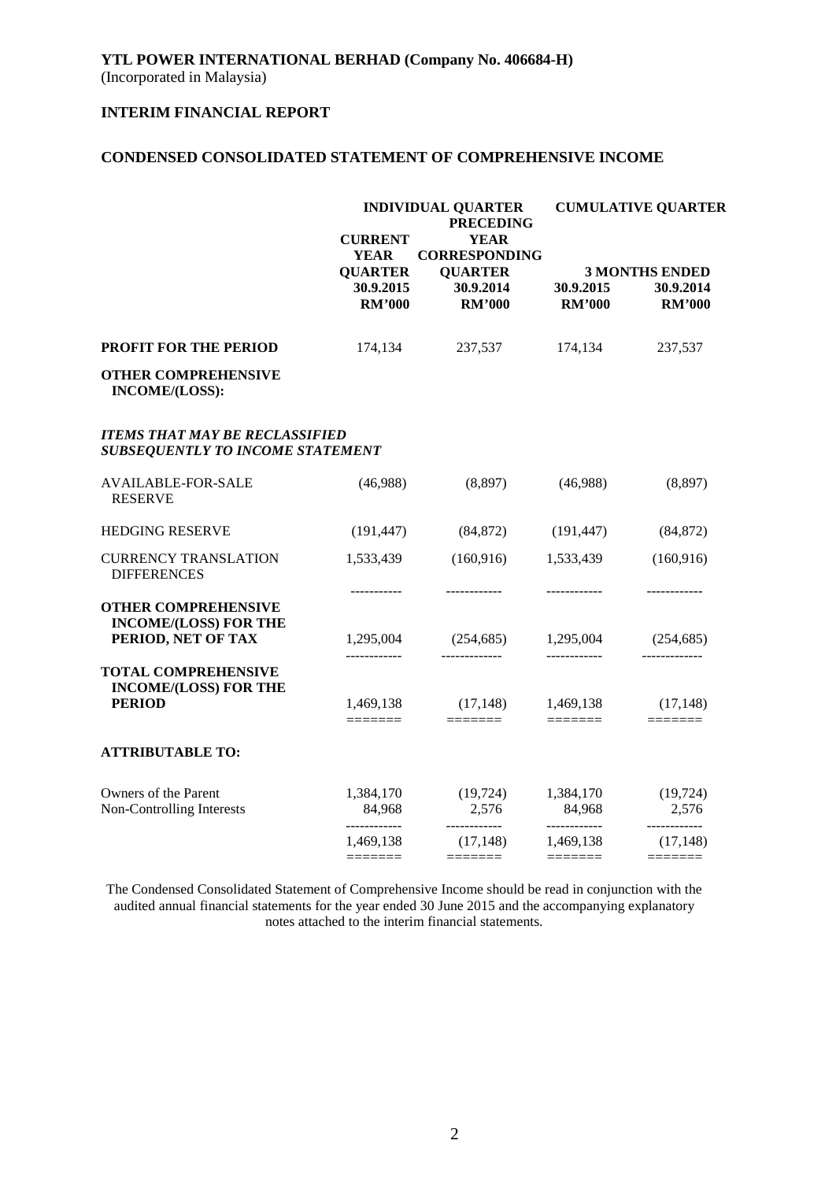**YTL POWER INTERNATIONAL BERHAD (Company No. 406684-H)**
(Incorporated in Malaysia)

## INTERIM FINANCIAL REPORT

## CONDENSED CONSOLIDATED STATEMENT OF COMPREHENSIVE INCOME

| | INDIVIDUAL QUARTER | | CUMULATIVE QUARTER | |
|---|---|---|---|---|
| | CURRENT YEAR QUARTER | PRECEDING YEAR CORRESPONDING QUARTER | 3 MONTHS ENDED | |
| | 30.9.2015 | 30.9.2014 | 30.9.2015 | 30.9.2014 |
| | RM'000 | RM'000 | RM'000 | RM'000 |
| **PROFIT FOR THE PERIOD** | 174,134 | 237,537 | 174,134 | 237,537 |
| **OTHER COMPREHENSIVE INCOME/(LOSS):** | | | | |
| ***ITEMS THAT MAY BE RECLASSIFIED SUBSEQUENTLY TO INCOME STATEMENT*** | | | | |
| AVAILABLE-FOR-SALE RESERVE | (46,988) | (8,897) | (46,988) | (8,897) |
| HEDGING RESERVE | (191,447) | (84,872) | (191,447) | (84,872) |
| CURRENCY TRANSLATION DIFFERENCES | 1,533,439 | (160,916) | 1,533,439 | (160,916) |
| **OTHER COMPREHENSIVE INCOME/(LOSS) FOR THE PERIOD, NET OF TAX** | 1,295,004 | (254,685) | 1,295,004 | (254,685) |
| **TOTAL COMPREHENSIVE INCOME/(LOSS) FOR THE PERIOD** | 1,469,138 | (17,148) | 1,469,138 | (17,148) |
| **ATTRIBUTABLE TO:** | | | | |
| Owners of the Parent | 1,384,170 | (19,724) | 1,384,170 | (19,724) |
| Non-Controlling Interests | 84,968 | 2,576 | 84,968 | 2,576 |
| | 1,469,138 | (17,148) | 1,469,138 | (17,148) |

The Condensed Consolidated Statement of Comprehensive Income should be read in conjunction with the audited annual financial statements for the year ended 30 June 2015 and the accompanying explanatory notes attached to the interim financial statements.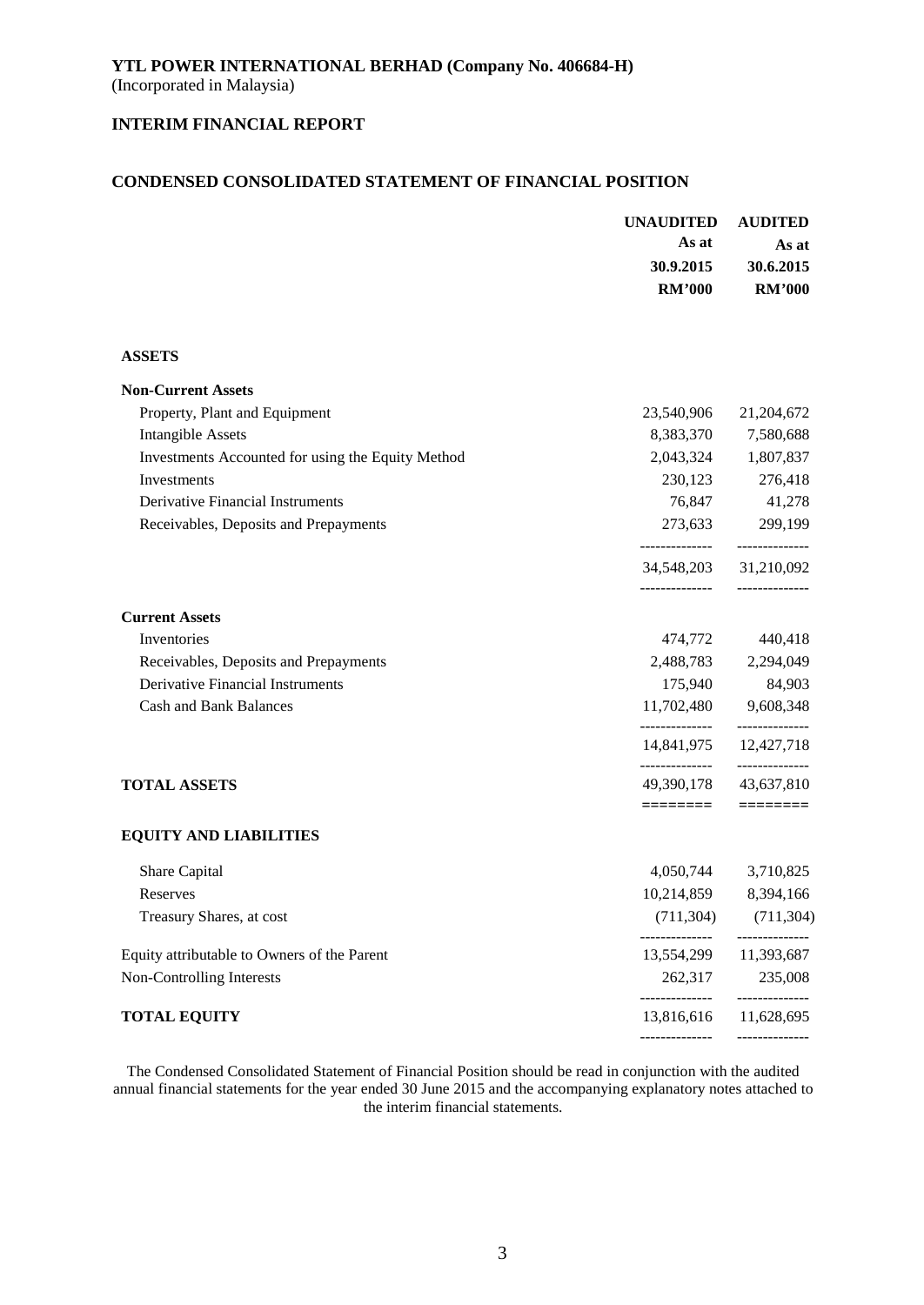**YTL POWER INTERNATIONAL BERHAD (Company No. 406684-H)**
(Incorporated in Malaysia)

**INTERIM FINANCIAL REPORT**

## CONDENSED CONSOLIDATED STATEMENT OF FINANCIAL POSITION

| | UNAUDITED As at 30.9.2015 RM'000 | AUDITED As at 30.6.2015 RM'000 |
|---|---|---|
| **ASSETS** | | |
| **Non-Current Assets** | | |
| Property, Plant and Equipment | 23,540,906 | 21,204,672 |
| Intangible Assets | 8,383,370 | 7,580,688 |
| Investments Accounted for using the Equity Method | 2,043,324 | 1,807,837 |
| Investments | 230,123 | 276,418 |
| Derivative Financial Instruments | 76,847 | 41,278 |
| Receivables, Deposits and Prepayments | 273,633 | 299,199 |
| | 34,548,203 | 31,210,092 |
| **Current Assets** | | |
| Inventories | 474,772 | 440,418 |
| Receivables, Deposits and Prepayments | 2,488,783 | 2,294,049 |
| Derivative Financial Instruments | 175,940 | 84,903 |
| Cash and Bank Balances | 11,702,480 | 9,608,348 |
| | 14,841,975 | 12,427,718 |
| **TOTAL ASSETS** | 49,390,178 | 43,637,810 |
| **EQUITY AND LIABILITIES** | | |
| Share Capital | 4,050,744 | 3,710,825 |
| Reserves | 10,214,859 | 8,394,166 |
| Treasury Shares, at cost | (711,304) | (711,304) |
| Equity attributable to Owners of the Parent | 13,554,299 | 11,393,687 |
| Non-Controlling Interests | 262,317 | 235,008 |
| **TOTAL EQUITY** | 13,816,616 | 11,628,695 |

The Condensed Consolidated Statement of Financial Position should be read in conjunction with the audited annual financial statements for the year ended 30 June 2015 and the accompanying explanatory notes attached to the interim financial statements.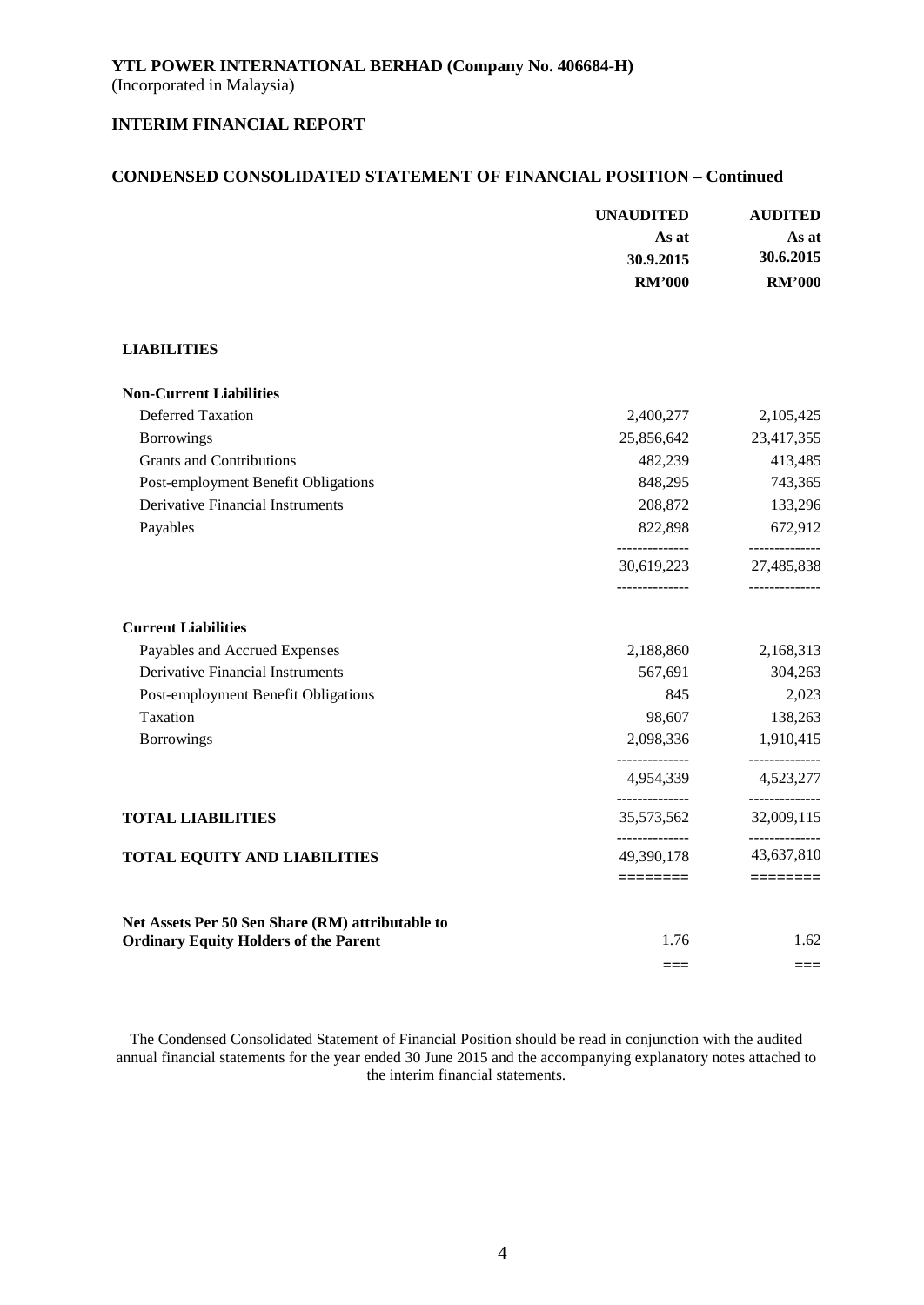**YTL POWER INTERNATIONAL BERHAD (Company No. 406684-H)**
(Incorporated in Malaysia)

**INTERIM FINANCIAL REPORT**

## CONDENSED CONSOLIDATED STATEMENT OF FINANCIAL POSITION – Continued

| | UNAUDITED As at 30.9.2015 RM'000 | AUDITED As at 30.6.2015 RM'000 |
|---|---|---|
| **LIABILITIES** | | |
| **Non-Current Liabilities** | | |
| Deferred Taxation | 2,400,277 | 2,105,425 |
| Borrowings | 25,856,642 | 23,417,355 |
| Grants and Contributions | 482,239 | 413,485 |
| Post-employment Benefit Obligations | 848,295 | 743,365 |
| Derivative Financial Instruments | 208,872 | 133,296 |
| Payables | 822,898 | 672,912 |
| | 30,619,223 | 27,485,838 |
| **Current Liabilities** | | |
| Payables and Accrued Expenses | 2,188,860 | 2,168,313 |
| Derivative Financial Instruments | 567,691 | 304,263 |
| Post-employment Benefit Obligations | 845 | 2,023 |
| Taxation | 98,607 | 138,263 |
| Borrowings | 2,098,336 | 1,910,415 |
| | 4,954,339 | 4,523,277 |
| **TOTAL LIABILITIES** | 35,573,562 | 32,009,115 |
| **TOTAL EQUITY AND LIABILITIES** | 49,390,178 | 43,637,810 |
| **Net Assets Per 50 Sen Share (RM) attributable to Ordinary Equity Holders of the Parent** | 1.76 | 1.62 |

The Condensed Consolidated Statement of Financial Position should be read in conjunction with the audited annual financial statements for the year ended 30 June 2015 and the accompanying explanatory notes attached to the interim financial statements.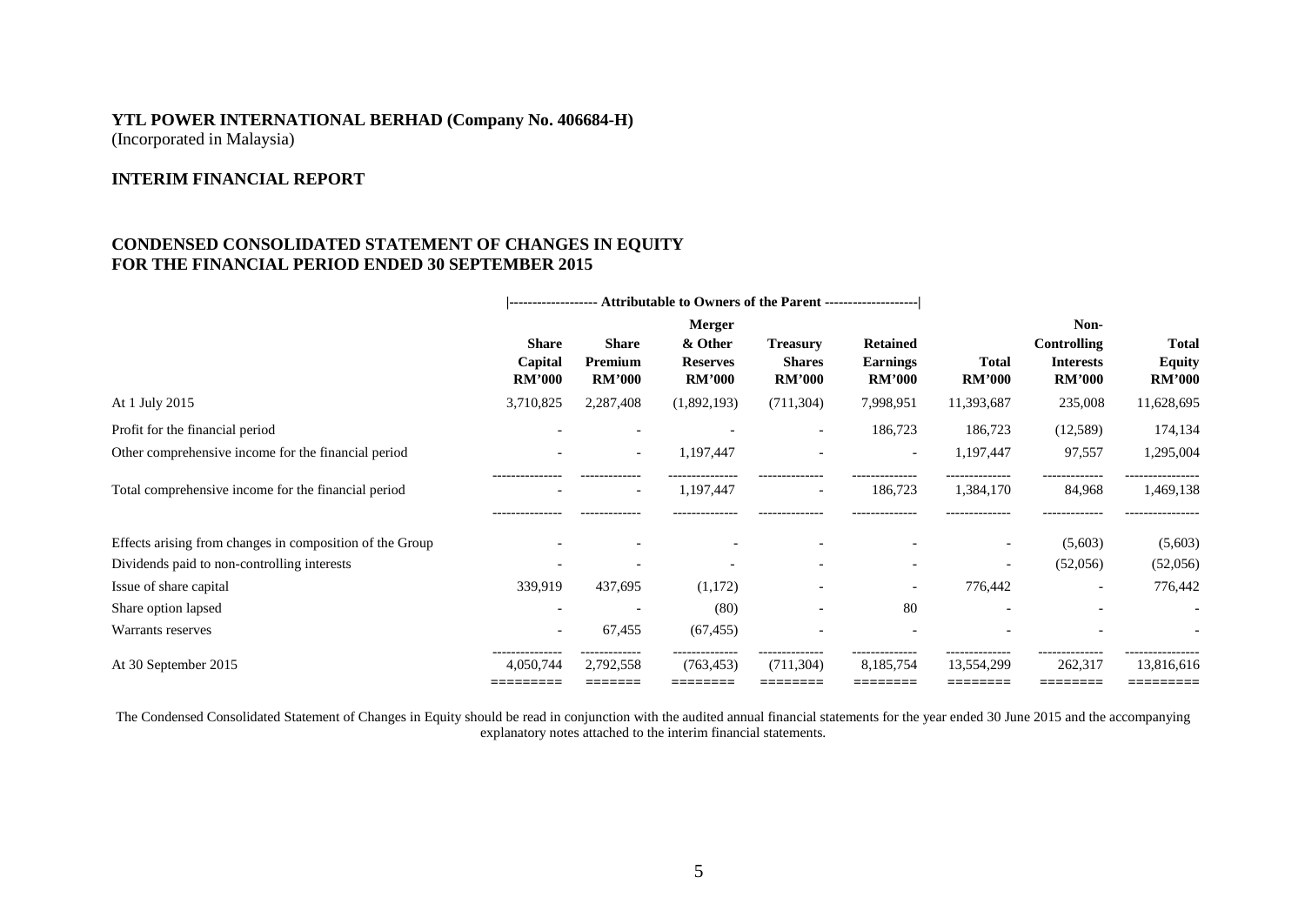**YTL POWER INTERNATIONAL BERHAD (Company No. 406684-H)**
(Incorporated in Malaysia)

**INTERIM FINANCIAL REPORT**

**CONDENSED CONSOLIDATED STATEMENT OF CHANGES IN EQUITY**
**FOR THE FINANCIAL PERIOD ENDED 30 SEPTEMBER 2015**

| | Attributable to Owners of the Parent | | | | | | | |
|---|---|---|---|---|---|---|---|---|
| | Share Capital RM'000 | Share Premium RM'000 | Merger & Other Reserves RM'000 | Treasury Shares RM'000 | Retained Earnings RM'000 | Total RM'000 | Non-Controlling Interests RM'000 | Total Equity RM'000 |
| At 1 July 2015 | 3,710,825 | 2,287,408 | (1,892,193) | (711,304) | 7,998,951 | 11,393,687 | 235,008 | 11,628,695 |
| Profit for the financial period | - | - | - | - | 186,723 | 186,723 | (12,589) | 174,134 |
| Other comprehensive income for the financial period | - | - | 1,197,447 | - | - | 1,197,447 | 97,557 | 1,295,004 |
| Total comprehensive income for the financial period | - | - | 1,197,447 | - | 186,723 | 1,384,170 | 84,968 | 1,469,138 |
| Effects arising from changes in composition of the Group | - | - | - | - | - | - | (5,603) | (5,603) |
| Dividends paid to non-controlling interests | - | - | - | - | - | - | (52,056) | (52,056) |
| Issue of share capital | 339,919 | 437,695 | (1,172) | - | - | 776,442 | - | 776,442 |
| Share option lapsed | - | - | (80) | - | 80 | - | - | - |
| Warrants reserves | - | 67,455 | (67,455) | - | - | - | - | - |
| At 30 September 2015 | 4,050,744 | 2,792,558 | (763,453) | (711,304) | 8,185,754 | 13,554,299 | 262,317 | 13,816,616 |

The Condensed Consolidated Statement of Changes in Equity should be read in conjunction with the audited annual financial statements for the year ended 30 June 2015 and the accompanying explanatory notes attached to the interim financial statements.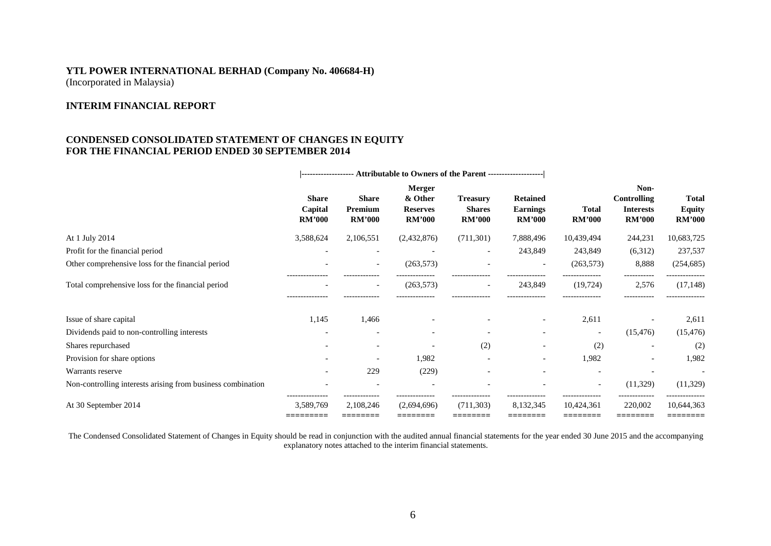**YTL POWER INTERNATIONAL BERHAD (Company No. 406684-H)**
(Incorporated in Malaysia)

**INTERIM FINANCIAL REPORT**

**CONDENSED CONSOLIDATED STATEMENT OF CHANGES IN EQUITY**
**FOR THE FINANCIAL PERIOD ENDED 30 SEPTEMBER 2014**

| | \|------------------- Attributable to Owners of the Parent | | | | --------------------\| | | | |
|---|---|---|---|---|---|---|---|---|
| | **Share Capital RM'000** | **Share Premium RM'000** | **Merger & Other Reserves RM'000** | **Treasury Shares RM'000** | **Retained Earnings RM'000** | **Total RM'000** | **Non-Controlling Interests RM'000** | **Total Equity RM'000** |
| At 1 July 2014 | 3,588,624 | 2,106,551 | (2,432,876) | (711,301) | 7,888,496 | 10,439,494 | 244,231 | 10,683,725 |
| Profit for the financial period | - | - | - | - | 243,849 | 243,849 | (6,312) | 237,537 |
| Other comprehensive loss for the financial period | - | - | (263,573) | - | - | (263,573) | 8,888 | (254,685) |
| Total comprehensive loss for the financial period | - | - | (263,573) | - | 243,849 | (19,724) | 2,576 | (17,148) |
| Issue of share capital | 1,145 | 1,466 | - | - | - | 2,611 | - | 2,611 |
| Dividends paid to non-controlling interests | - | - | - | - | - | - | (15,476) | (15,476) |
| Shares repurchased | - | - | - | (2) | - | (2) | - | (2) |
| Provision for share options | - | - | 1,982 | - | - | 1,982 | - | 1,982 |
| Warrants reserve | - | 229 | (229) | - | - | - | - | - |
| Non-controlling interests arising from business combination | - | - | - | - | - | - | (11,329) | (11,329) |
| At 30 September 2014 | 3,589,769 | 2,108,246 | (2,694,696) | (711,303) | 8,132,345 | 10,424,361 | 220,002 | 10,644,363 |

The Condensed Consolidated Statement of Changes in Equity should be read in conjunction with the audited annual financial statements for the year ended 30 June 2015 and the accompanying explanatory notes attached to the interim financial statements.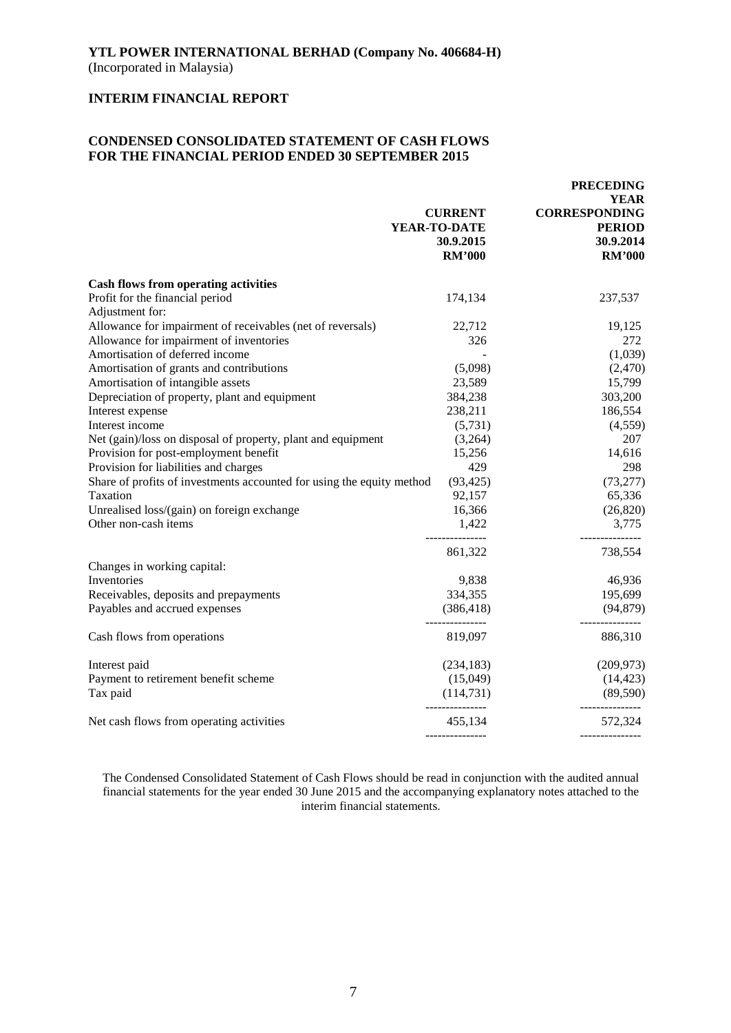**YTL POWER INTERNATIONAL BERHAD (Company No. 406684-H)**
(Incorporated in Malaysia)

**INTERIM FINANCIAL REPORT**

**CONDENSED CONSOLIDATED STATEMENT OF CASH FLOWS FOR THE FINANCIAL PERIOD ENDED 30 SEPTEMBER 2015**

| | CURRENT YEAR-TO-DATE 30.9.2015 RM'000 | PRECEDING YEAR CORRESPONDING PERIOD 30.9.2014 RM'000 |
|---|---|---|
| **Cash flows from operating activities** | | |
| Profit for the financial period | 174,134 | 237,537 |
| Adjustment for: | | |
| Allowance for impairment of receivables (net of reversals) | 22,712 | 19,125 |
| Allowance for impairment of inventories | 326 | 272 |
| Amortisation of deferred income | - | (1,039) |
| Amortisation of grants and contributions | (5,098) | (2,470) |
| Amortisation of intangible assets | 23,589 | 15,799 |
| Depreciation of property, plant and equipment | 384,238 | 303,200 |
| Interest expense | 238,211 | 186,554 |
| Interest income | (5,731) | (4,559) |
| Net (gain)/loss on disposal of property, plant and equipment | (3,264) | 207 |
| Provision for post-employment benefit | 15,256 | 14,616 |
| Provision for liabilities and charges | 429 | 298 |
| Share of profits of investments accounted for using the equity method | (93,425) | (73,277) |
| Taxation | 92,157 | 65,336 |
| Unrealised loss/(gain) on foreign exchange | 16,366 | (26,820) |
| Other non-cash items | 1,422 | 3,775 |
| | 861,322 | 738,554 |
| Changes in working capital: | | |
| Inventories | 9,838 | 46,936 |
| Receivables, deposits and prepayments | 334,355 | 195,699 |
| Payables and accrued expenses | (386,418) | (94,879) |
| Cash flows from operations | 819,097 | 886,310 |
| Interest paid | (234,183) | (209,973) |
| Payment to retirement benefit scheme | (15,049) | (14,423) |
| Tax paid | (114,731) | (89,590) |
| Net cash flows from operating activities | 455,134 | 572,324 |

The Condensed Consolidated Statement of Cash Flows should be read in conjunction with the audited annual financial statements for the year ended 30 June 2015 and the accompanying explanatory notes attached to the interim financial statements.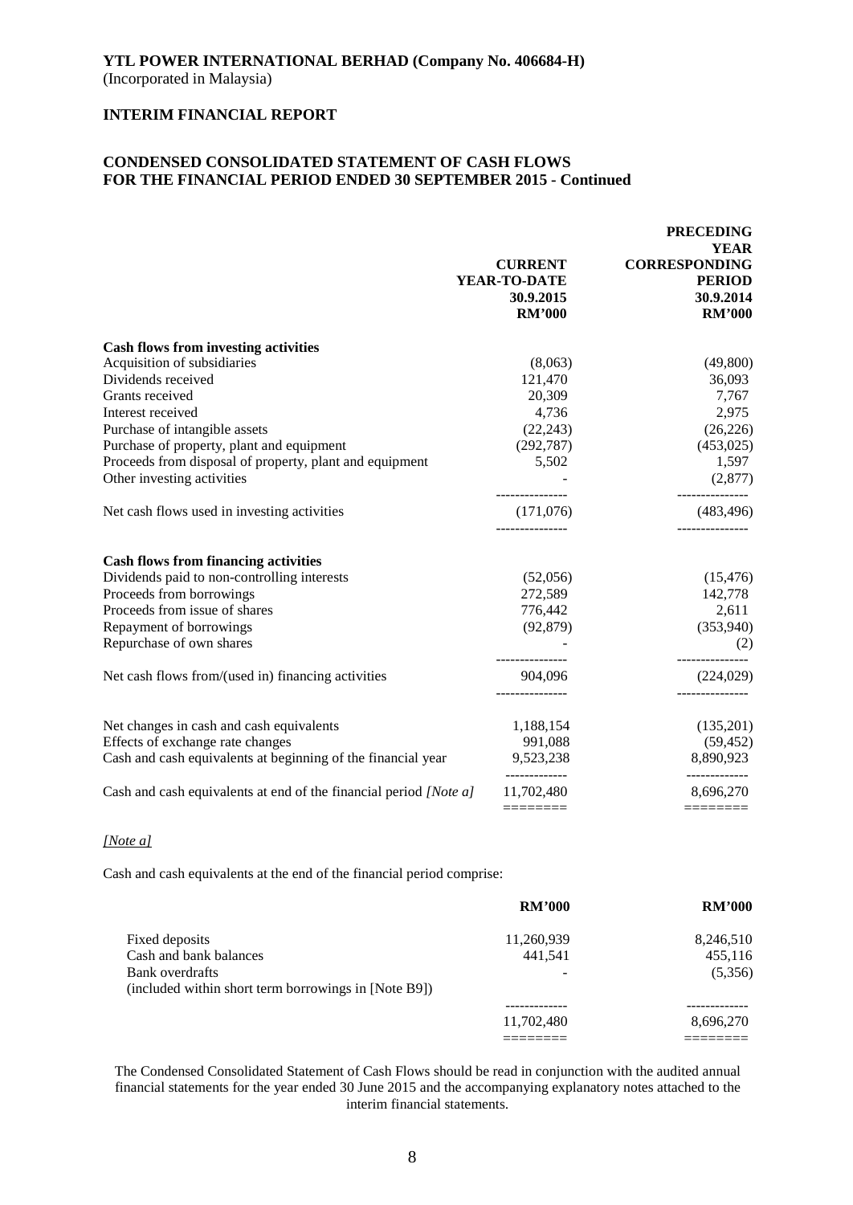**YTL POWER INTERNATIONAL BERHAD (Company No. 406684-H)**
(Incorporated in Malaysia)

**INTERIM FINANCIAL REPORT**

**CONDENSED CONSOLIDATED STATEMENT OF CASH FLOWS**
**FOR THE FINANCIAL PERIOD ENDED 30 SEPTEMBER 2015 - Continued**

| | CURRENT YEAR-TO-DATE 30.9.2015 RM'000 | PRECEDING YEAR CORRESPONDING PERIOD 30.9.2014 RM'000 |
|---|---|---|
| **Cash flows from investing activities** | | |
| Acquisition of subsidiaries | (8,063) | (49,800) |
| Dividends received | 121,470 | 36,093 |
| Grants received | 20,309 | 7,767 |
| Interest received | 4,736 | 2,975 |
| Purchase of intangible assets | (22,243) | (26,226) |
| Purchase of property, plant and equipment | (292,787) | (453,025) |
| Proceeds from disposal of property, plant and equipment | 5,502 | 1,597 |
| Other investing activities | - | (2,877) |
| Net cash flows used in investing activities | (171,076) | (483,496) |
| **Cash flows from financing activities** | | |
| Dividends paid to non-controlling interests | (52,056) | (15,476) |
| Proceeds from borrowings | 272,589 | 142,778 |
| Proceeds from issue of shares | 776,442 | 2,611 |
| Repayment of borrowings | (92,879) | (353,940) |
| Repurchase of own shares | - | (2) |
| Net cash flows from/(used in) financing activities | 904,096 | (224,029) |
| Net changes in cash and cash equivalents | 1,188,154 | (135,201) |
| Effects of exchange rate changes | 991,088 | (59,452) |
| Cash and cash equivalents at beginning of the financial year | 9,523,238 | 8,890,923 |
| Cash and cash equivalents at end of the financial period *[Note a]* | 11,702,480 | 8,696,270 |

*[Note a]*

Cash and cash equivalents at the end of the financial period comprise:

| | RM'000 | RM'000 |
|---|---|---|
| Fixed deposits | 11,260,939 | 8,246,510 |
| Cash and bank balances | 441,541 | 455,116 |
| Bank overdrafts (included within short term borrowings in [Note B9]) | - | (5,356) |
| | 11,702,480 | 8,696,270 |

The Condensed Consolidated Statement of Cash Flows should be read in conjunction with the audited annual financial statements for the year ended 30 June 2015 and the accompanying explanatory notes attached to the interim financial statements.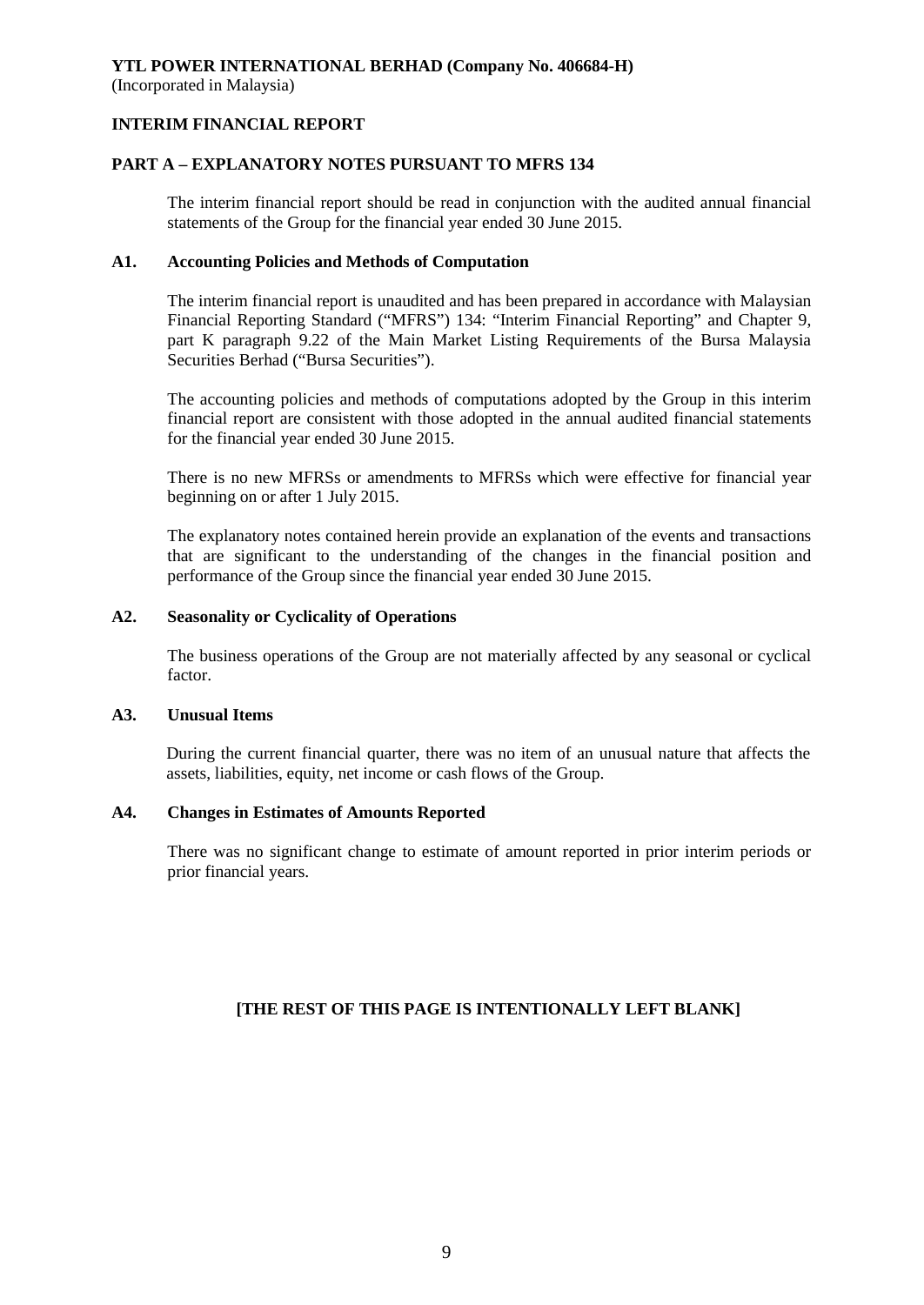**YTL POWER INTERNATIONAL BERHAD (Company No. 406684-H)**
(Incorporated in Malaysia)

## INTERIM FINANCIAL REPORT

## PART A – EXPLANATORY NOTES PURSUANT TO MFRS 134

The interim financial report should be read in conjunction with the audited annual financial statements of the Group for the financial year ended 30 June 2015.

### A1. Accounting Policies and Methods of Computation

The interim financial report is unaudited and has been prepared in accordance with Malaysian Financial Reporting Standard ("MFRS") 134: "Interim Financial Reporting" and Chapter 9, part K paragraph 9.22 of the Main Market Listing Requirements of the Bursa Malaysia Securities Berhad ("Bursa Securities").

The accounting policies and methods of computations adopted by the Group in this interim financial report are consistent with those adopted in the annual audited financial statements for the financial year ended 30 June 2015.

There is no new MFRSs or amendments to MFRSs which were effective for financial year beginning on or after 1 July 2015.

The explanatory notes contained herein provide an explanation of the events and transactions that are significant to the understanding of the changes in the financial position and performance of the Group since the financial year ended 30 June 2015.

### A2. Seasonality or Cyclicality of Operations

The business operations of the Group are not materially affected by any seasonal or cyclical factor.

### A3. Unusual Items

During the current financial quarter, there was no item of an unusual nature that affects the assets, liabilities, equity, net income or cash flows of the Group.

### A4. Changes in Estimates of Amounts Reported

There was no significant change to estimate of amount reported in prior interim periods or prior financial years.

**[THE REST OF THIS PAGE IS INTENTIONALLY LEFT BLANK]**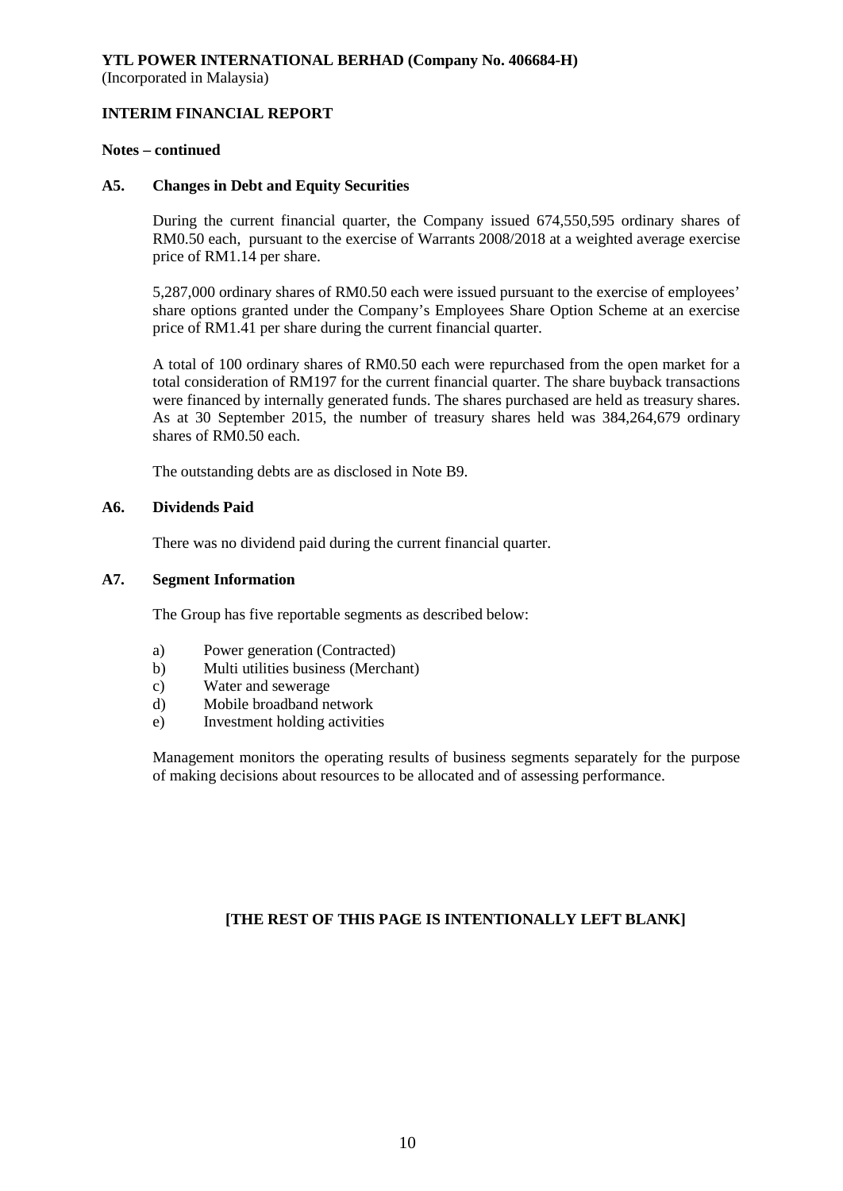**YTL POWER INTERNATIONAL BERHAD (Company No. 406684-H)**
(Incorporated in Malaysia)

**INTERIM FINANCIAL REPORT**

**Notes – continued**

**A5. Changes in Debt and Equity Securities**

During the current financial quarter, the Company issued 674,550,595 ordinary shares of RM0.50 each, pursuant to the exercise of Warrants 2008/2018 at a weighted average exercise price of RM1.14 per share.

5,287,000 ordinary shares of RM0.50 each were issued pursuant to the exercise of employees' share options granted under the Company's Employees Share Option Scheme at an exercise price of RM1.41 per share during the current financial quarter.

A total of 100 ordinary shares of RM0.50 each were repurchased from the open market for a total consideration of RM197 for the current financial quarter. The share buyback transactions were financed by internally generated funds. The shares purchased are held as treasury shares. As at 30 September 2015, the number of treasury shares held was 384,264,679 ordinary shares of RM0.50 each.

The outstanding debts are as disclosed in Note B9.

**A6. Dividends Paid**

There was no dividend paid during the current financial quarter.

**A7. Segment Information**

The Group has five reportable segments as described below:

a) Power generation (Contracted)
b) Multi utilities business (Merchant)
c) Water and sewerage
d) Mobile broadband network
e) Investment holding activities

Management monitors the operating results of business segments separately for the purpose of making decisions about resources to be allocated and of assessing performance.

**[THE REST OF THIS PAGE IS INTENTIONALLY LEFT BLANK]**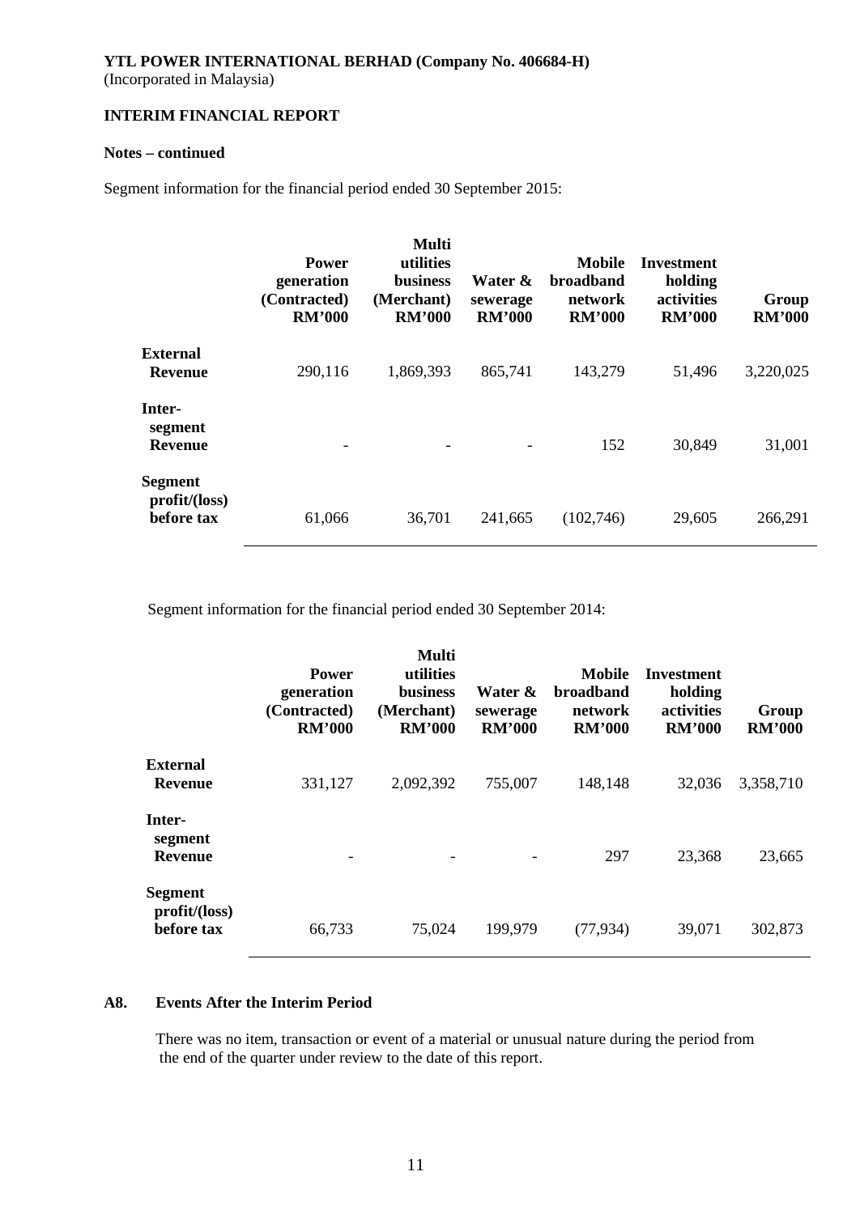**YTL POWER INTERNATIONAL BERHAD (Company No. 406684-H)**
(Incorporated in Malaysia)

**INTERIM FINANCIAL REPORT**

**Notes – continued**

Segment information for the financial period ended 30 September 2015:

| | Power generation (Contracted) RM'000 | Multi utilities business (Merchant) RM'000 | Water & sewerage RM'000 | Mobile broadband network RM'000 | Investment holding activities RM'000 | Group RM'000 |
|---|---|---|---|---|---|---|
| **External Revenue** | 290,116 | 1,869,393 | 865,741 | 143,279 | 51,496 | 3,220,025 |
| **Inter-segment Revenue** | - | - | - | 152 | 30,849 | 31,001 |
| **Segment profit/(loss) before tax** | 61,066 | 36,701 | 241,665 | (102,746) | 29,605 | 266,291 |

Segment information for the financial period ended 30 September 2014:

| | Power generation (Contracted) RM'000 | Multi utilities business (Merchant) RM'000 | Water & sewerage RM'000 | Mobile broadband network RM'000 | Investment holding activities RM'000 | Group RM'000 |
|---|---|---|---|---|---|---|
| **External Revenue** | 331,127 | 2,092,392 | 755,007 | 148,148 | 32,036 | 3,358,710 |
| **Inter-segment Revenue** | - | - | - | 297 | 23,368 | 23,665 |
| **Segment profit/(loss) before tax** | 66,733 | 75,024 | 199,979 | (77,934) | 39,071 | 302,873 |

**A8. Events After the Interim Period**

There was no item, transaction or event of a material or unusual nature during the period from the end of the quarter under review to the date of this report.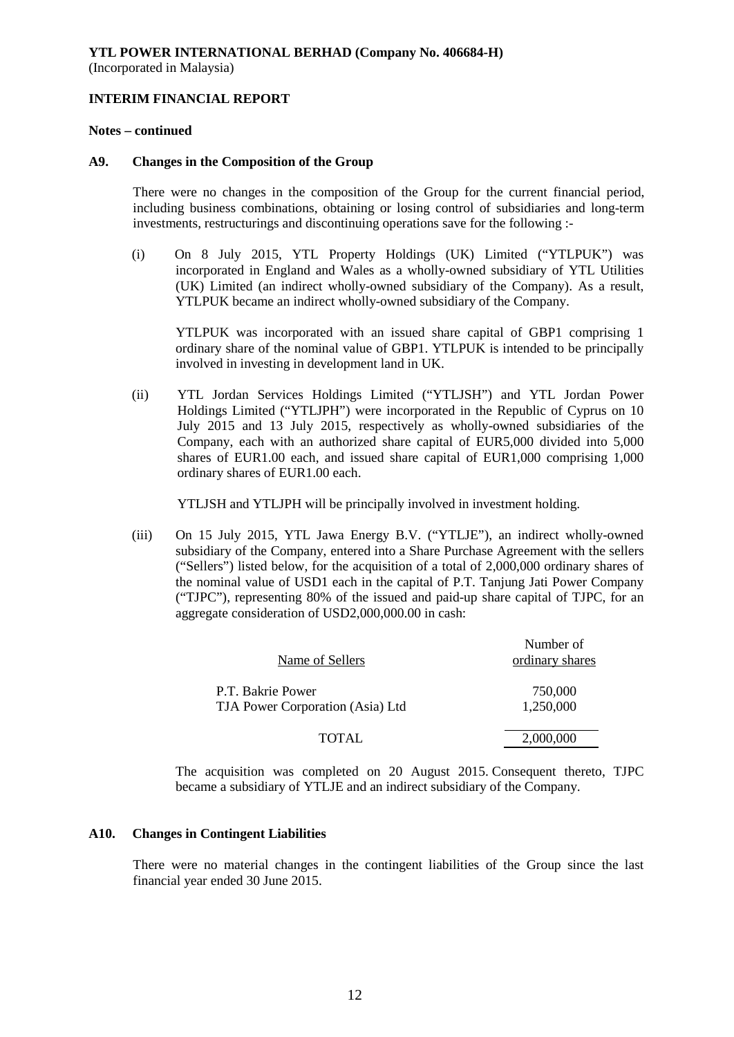**YTL POWER INTERNATIONAL BERHAD (Company No. 406684-H)**
(Incorporated in Malaysia)

**INTERIM FINANCIAL REPORT**

**Notes – continued**

**A9. Changes in the Composition of the Group**

There were no changes in the composition of the Group for the current financial period, including business combinations, obtaining or losing control of subsidiaries and long-term investments, restructurings and discontinuing operations save for the following :-

(i) On 8 July 2015, YTL Property Holdings (UK) Limited ("YTLPUK") was incorporated in England and Wales as a wholly-owned subsidiary of YTL Utilities (UK) Limited (an indirect wholly-owned subsidiary of the Company). As a result, YTLPUK became an indirect wholly-owned subsidiary of the Company.

YTLPUK was incorporated with an issued share capital of GBP1 comprising 1 ordinary share of the nominal value of GBP1. YTLPUK is intended to be principally involved in investing in development land in UK.

(ii) YTL Jordan Services Holdings Limited ("YTLJSH") and YTL Jordan Power Holdings Limited ("YTLJPH") were incorporated in the Republic of Cyprus on 10 July 2015 and 13 July 2015, respectively as wholly-owned subsidiaries of the Company, each with an authorized share capital of EUR5,000 divided into 5,000 shares of EUR1.00 each, and issued share capital of EUR1,000 comprising 1,000 ordinary shares of EUR1.00 each.

YTLJSH and YTLJPH will be principally involved in investment holding.

(iii) On 15 July 2015, YTL Jawa Energy B.V. ("YTLJE"), an indirect wholly-owned subsidiary of the Company, entered into a Share Purchase Agreement with the sellers ("Sellers") listed below, for the acquisition of a total of 2,000,000 ordinary shares of the nominal value of USD1 each in the capital of P.T. Tanjung Jati Power Company ("TJPC"), representing 80% of the issued and paid-up share capital of TJPC, for an aggregate consideration of USD2,000,000.00 in cash:

| Name of Sellers | Number of ordinary shares |
|---|---|
| P.T. Bakrie Power | 750,000 |
| TJA Power Corporation (Asia) Ltd | 1,250,000 |
| TOTAL | 2,000,000 |

The acquisition was completed on 20 August 2015. Consequent thereto, TJPC became a subsidiary of YTLJE and an indirect subsidiary of the Company.

**A10. Changes in Contingent Liabilities**

There were no material changes in the contingent liabilities of the Group since the last financial year ended 30 June 2015.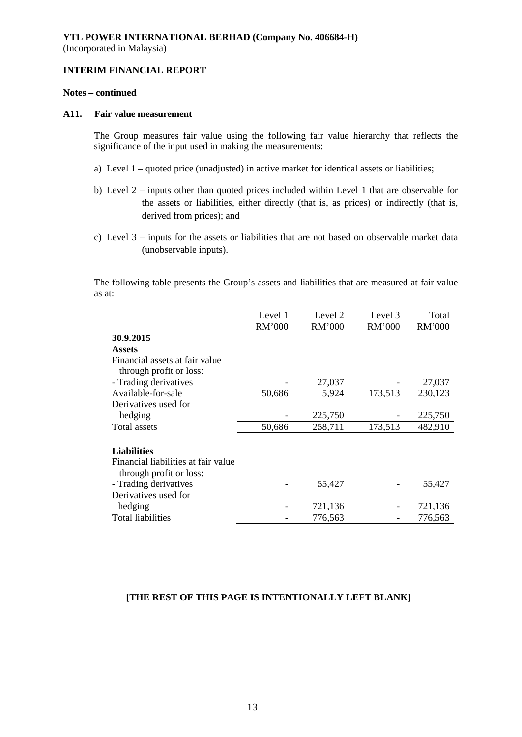**YTL POWER INTERNATIONAL BERHAD (Company No. 406684-H)**
(Incorporated in Malaysia)

**INTERIM FINANCIAL REPORT**

**Notes – continued**

**A11. Fair value measurement**

The Group measures fair value using the following fair value hierarchy that reflects the significance of the input used in making the measurements:

a) Level 1 – quoted price (unadjusted) in active market for identical assets or liabilities;

b) Level 2 – inputs other than quoted prices included within Level 1 that are observable for the assets or liabilities, either directly (that is, as prices) or indirectly (that is, derived from prices); and

c) Level 3 – inputs for the assets or liabilities that are not based on observable market data (unobservable inputs).

The following table presents the Group's assets and liabilities that are measured at fair value as at:

| | Level 1 RM'000 | Level 2 RM'000 | Level 3 RM'000 | Total RM'000 |
|---|---|---|---|---|
| **30.9.2015** | | | | |
| **Assets** | | | | |
| Financial assets at fair value through profit or loss: | | | | |
| - Trading derivatives | - | 27,037 | - | 27,037 |
| Available-for-sale | 50,686 | 5,924 | 173,513 | 230,123 |
| Derivatives used for hedging | - | 225,750 | - | 225,750 |
| Total assets | 50,686 | 258,711 | 173,513 | 482,910 |
| **Liabilities** | | | | |
| Financial liabilities at fair value through profit or loss: | | | | |
| - Trading derivatives | - | 55,427 | - | 55,427 |
| Derivatives used for hedging | - | 721,136 | - | 721,136 |
| Total liabilities | - | 776,563 | - | 776,563 |

**[THE REST OF THIS PAGE IS INTENTIONALLY LEFT BLANK]**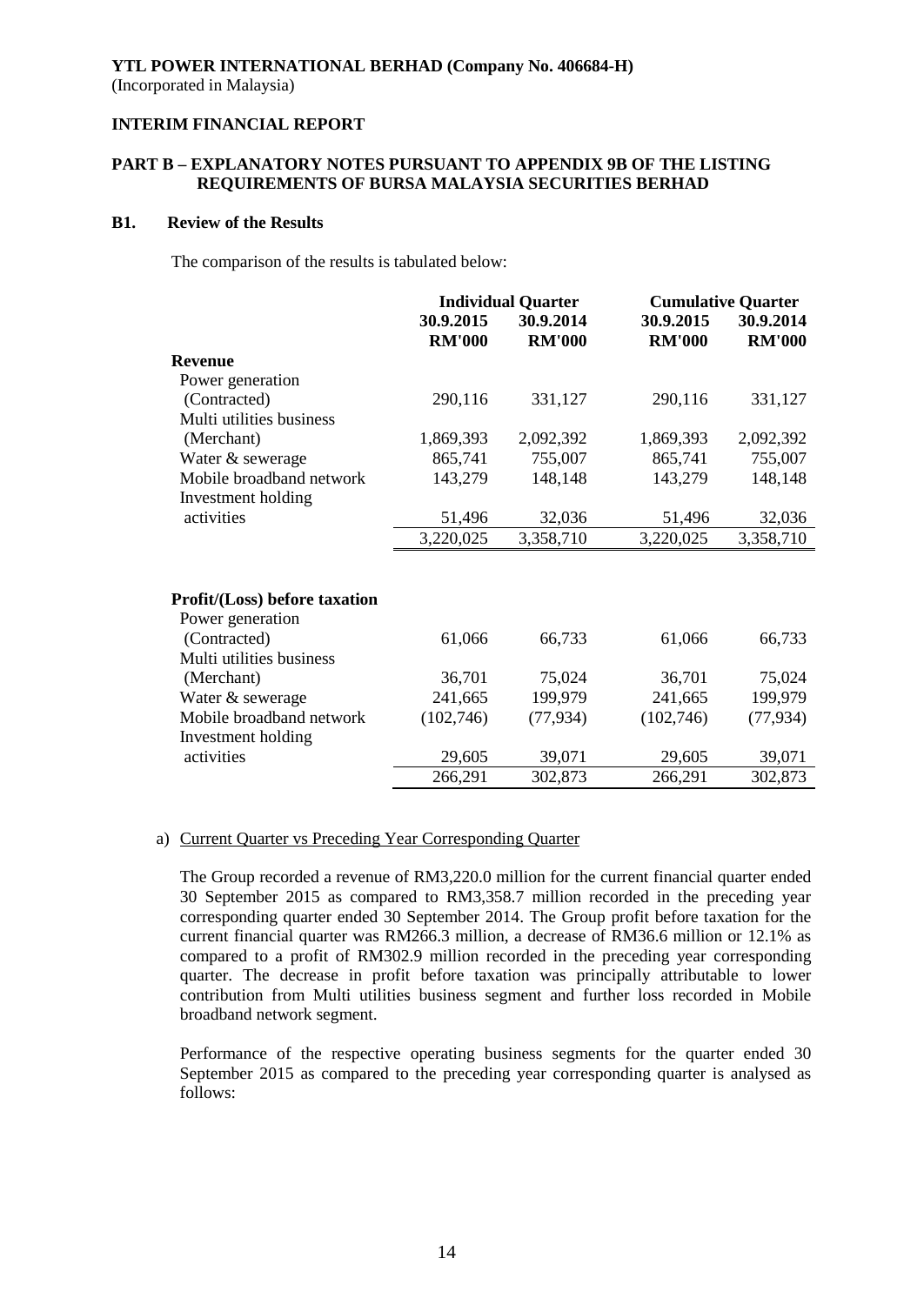**YTL POWER INTERNATIONAL BERHAD (Company No. 406684-H)**
(Incorporated in Malaysia)

**INTERIM FINANCIAL REPORT**

**PART B – EXPLANATORY NOTES PURSUANT TO APPENDIX 9B OF THE LISTING REQUIREMENTS OF BURSA MALAYSIA SECURITIES BERHAD**

**B1. Review of the Results**

The comparison of the results is tabulated below:

| | Individual Quarter | | Cumulative Quarter | |
|---|---|---|---|---|
| | 30.9.2015 RM'000 | 30.9.2014 RM'000 | 30.9.2015 RM'000 | 30.9.2014 RM'000 |
| **Revenue** | | | | |
| Power generation (Contracted) | 290,116 | 331,127 | 290,116 | 331,127 |
| Multi utilities business (Merchant) | 1,869,393 | 2,092,392 | 1,869,393 | 2,092,392 |
| Water & sewerage | 865,741 | 755,007 | 865,741 | 755,007 |
| Mobile broadband network | 143,279 | 148,148 | 143,279 | 148,148 |
| Investment holding activities | 51,496 | 32,036 | 51,496 | 32,036 |
| | 3,220,025 | 3,358,710 | 3,220,025 | 3,358,710 |
| **Profit/(Loss) before taxation** | | | | |
| Power generation (Contracted) | 61,066 | 66,733 | 61,066 | 66,733 |
| Multi utilities business (Merchant) | 36,701 | 75,024 | 36,701 | 75,024 |
| Water & sewerage | 241,665 | 199,979 | 241,665 | 199,979 |
| Mobile broadband network | (102,746) | (77,934) | (102,746) | (77,934) |
| Investment holding activities | 29,605 | 39,071 | 29,605 | 39,071 |
| | 266,291 | 302,873 | 266,291 | 302,873 |

a) Current Quarter vs Preceding Year Corresponding Quarter

The Group recorded a revenue of RM3,220.0 million for the current financial quarter ended 30 September 2015 as compared to RM3,358.7 million recorded in the preceding year corresponding quarter ended 30 September 2014. The Group profit before taxation for the current financial quarter was RM266.3 million, a decrease of RM36.6 million or 12.1% as compared to a profit of RM302.9 million recorded in the preceding year corresponding quarter. The decrease in profit before taxation was principally attributable to lower contribution from Multi utilities business segment and further loss recorded in Mobile broadband network segment.

Performance of the respective operating business segments for the quarter ended 30 September 2015 as compared to the preceding year corresponding quarter is analysed as follows: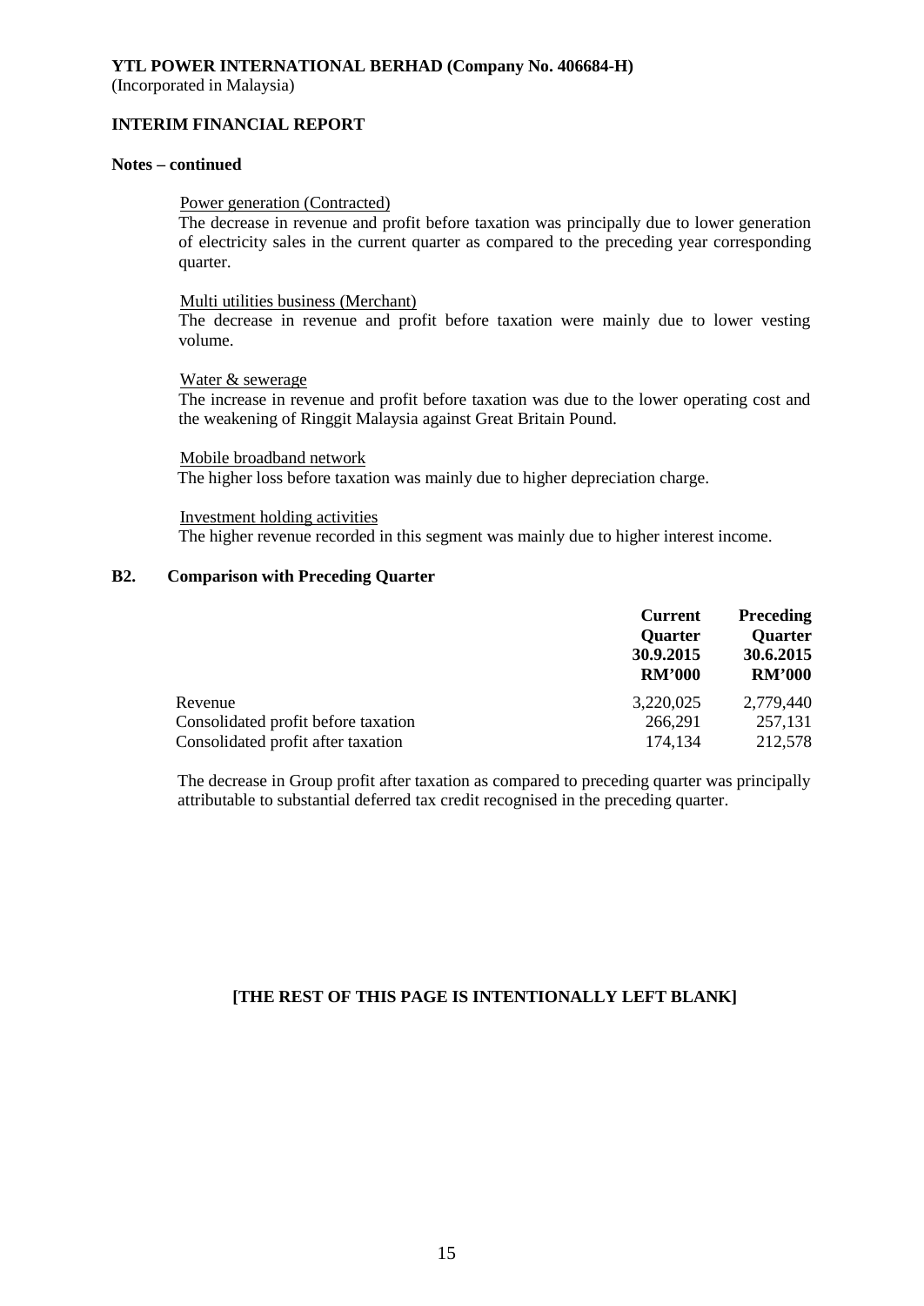**YTL POWER INTERNATIONAL BERHAD (Company No. 406684-H)**
(Incorporated in Malaysia)

**INTERIM FINANCIAL REPORT**

**Notes – continued**

Power generation (Contracted)
The decrease in revenue and profit before taxation was principally due to lower generation of electricity sales in the current quarter as compared to the preceding year corresponding quarter.

Multi utilities business (Merchant)
The decrease in revenue and profit before taxation were mainly due to lower vesting volume.

Water & sewerage
The increase in revenue and profit before taxation was due to the lower operating cost and the weakening of Ringgit Malaysia against Great Britain Pound.

Mobile broadband network
The higher loss before taxation was mainly due to higher depreciation charge.

Investment holding activities
The higher revenue recorded in this segment was mainly due to higher interest income.

## B2. Comparison with Preceding Quarter

| | Current Quarter 30.9.2015 RM'000 | Preceding Quarter 30.6.2015 RM'000 |
|---|---|---|
| Revenue | 3,220,025 | 2,779,440 |
| Consolidated profit before taxation | 266,291 | 257,131 |
| Consolidated profit after taxation | 174,134 | 212,578 |

The decrease in Group profit after taxation as compared to preceding quarter was principally attributable to substantial deferred tax credit recognised in the preceding quarter.

**[THE REST OF THIS PAGE IS INTENTIONALLY LEFT BLANK]**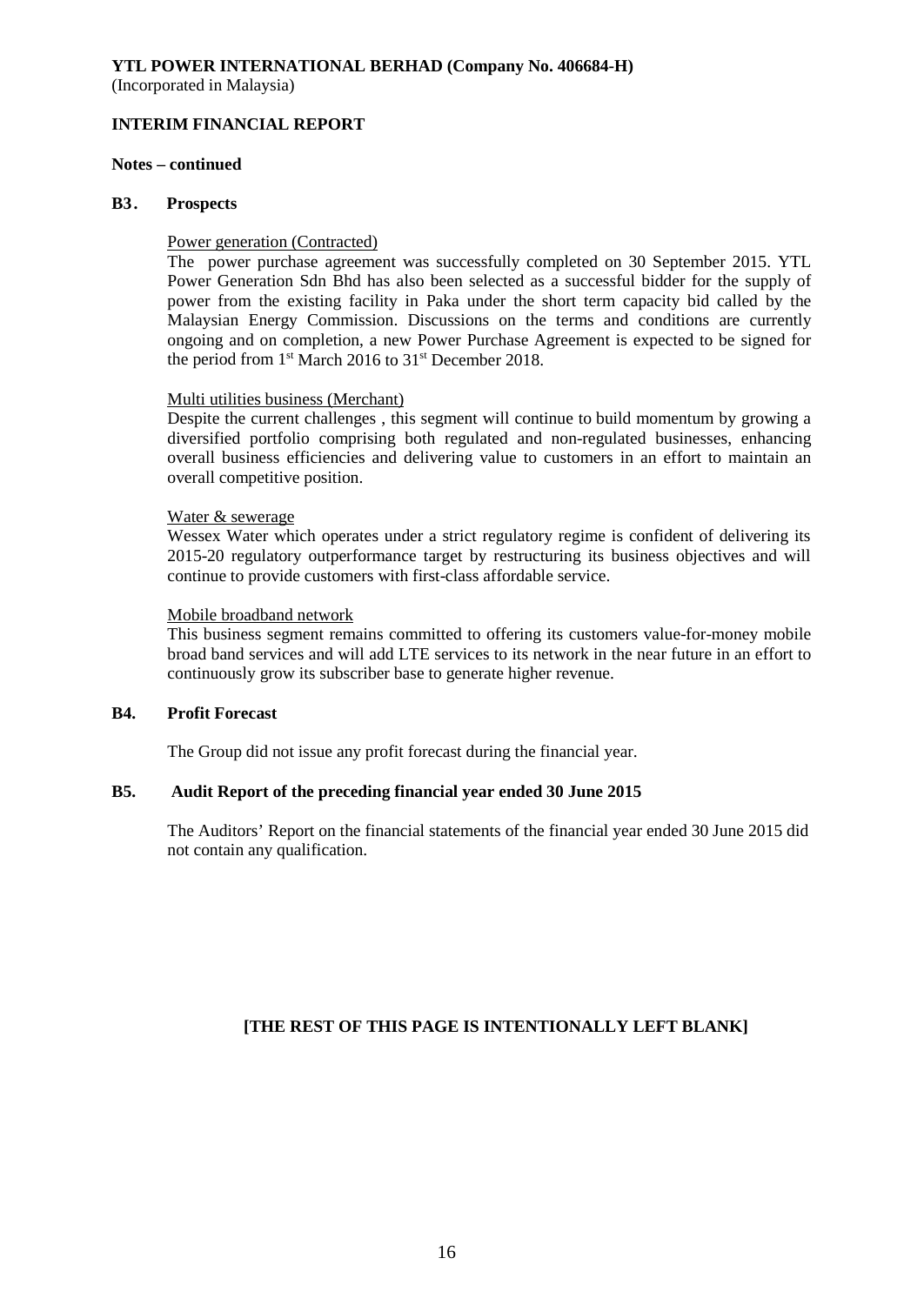**YTL POWER INTERNATIONAL BERHAD (Company No. 406684-H)**
(Incorporated in Malaysia)

**INTERIM FINANCIAL REPORT**

**Notes – continued**

**B3. Prospects**

Power generation (Contracted)

The power purchase agreement was successfully completed on 30 September 2015. YTL Power Generation Sdn Bhd has also been selected as a successful bidder for the supply of power from the existing facility in Paka under the short term capacity bid called by the Malaysian Energy Commission. Discussions on the terms and conditions are currently ongoing and on completion, a new Power Purchase Agreement is expected to be signed for the period from 1st March 2016 to 31st December 2018.

Multi utilities business (Merchant)

Despite the current challenges , this segment will continue to build momentum by growing a diversified portfolio comprising both regulated and non-regulated businesses, enhancing overall business efficiencies and delivering value to customers in an effort to maintain an overall competitive position.

Water & sewerage

Wessex Water which operates under a strict regulatory regime is confident of delivering its 2015-20 regulatory outperformance target by restructuring its business objectives and will continue to provide customers with first-class affordable service.

Mobile broadband network

This business segment remains committed to offering its customers value-for-money mobile broad band services and will add LTE services to its network in the near future in an effort to continuously grow its subscriber base to generate higher revenue.

**B4. Profit Forecast**

The Group did not issue any profit forecast during the financial year.

**B5. Audit Report of the preceding financial year ended 30 June 2015**

The Auditors' Report on the financial statements of the financial year ended 30 June 2015 did not contain any qualification.

**[THE REST OF THIS PAGE IS INTENTIONALLY LEFT BLANK]**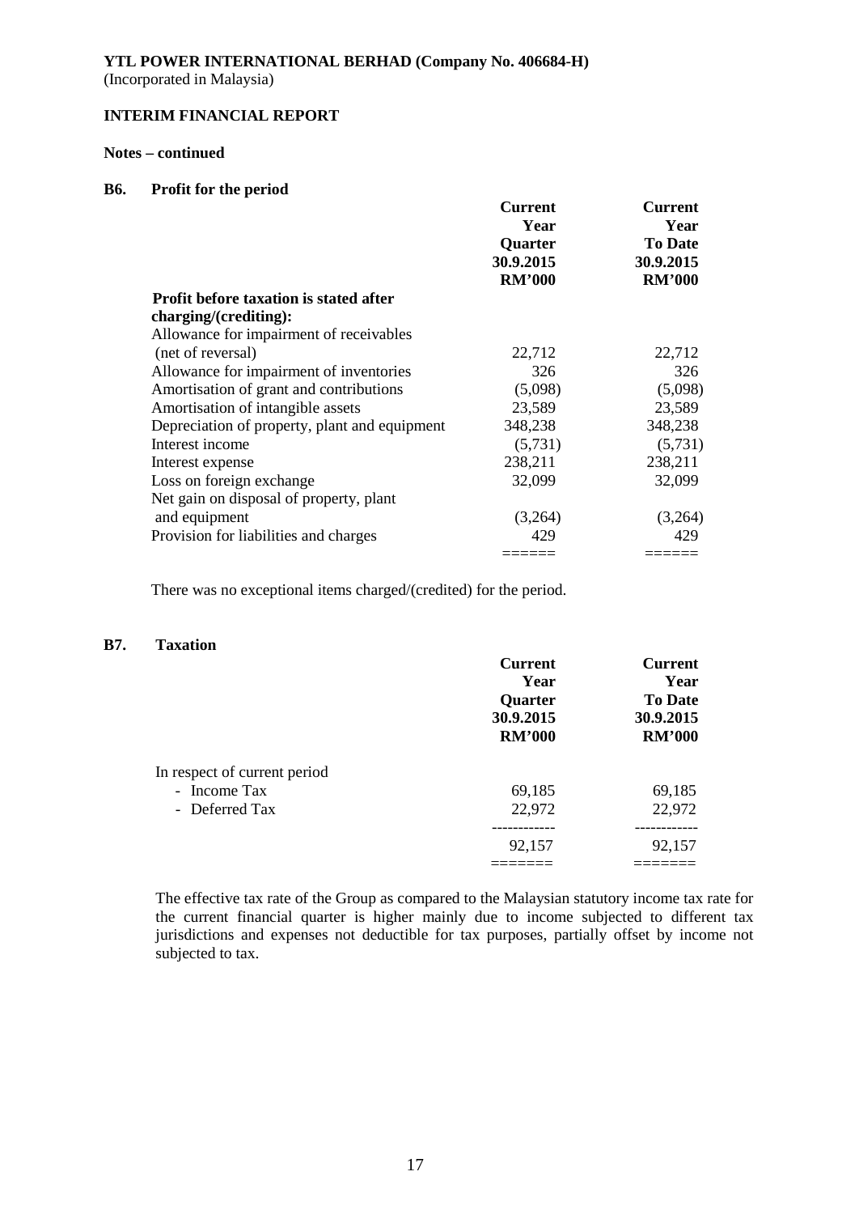**YTL POWER INTERNATIONAL BERHAD (Company No. 406684-H)**
(Incorporated in Malaysia)

**INTERIM FINANCIAL REPORT**

**Notes – continued**

**B6. Profit for the period**

| | Current Year Quarter 30.9.2015 RM'000 | Current Year To Date 30.9.2015 RM'000 |
|---|---|---|
| **Profit before taxation is stated after charging/(crediting):** | | |
| Allowance for impairment of receivables (net of reversal) | 22,712 | 22,712 |
| Allowance for impairment of inventories | 326 | 326 |
| Amortisation of grant and contributions | (5,098) | (5,098) |
| Amortisation of intangible assets | 23,589 | 23,589 |
| Depreciation of property, plant and equipment | 348,238 | 348,238 |
| Interest income | (5,731) | (5,731) |
| Interest expense | 238,211 | 238,211 |
| Loss on foreign exchange | 32,099 | 32,099 |
| Net gain on disposal of property, plant and equipment | (3,264) | (3,264) |
| Provision for liabilities and charges | 429 | 429 |

There was no exceptional items charged/(credited) for the period.

**B7. Taxation**

| | Current Year Quarter 30.9.2015 RM'000 | Current Year To Date 30.9.2015 RM'000 |
|---|---|---|
| In respect of current period | | |
| - Income Tax | 69,185 | 69,185 |
| - Deferred Tax | 22,972 | 22,972 |
| | 92,157 | 92,157 |

The effective tax rate of the Group as compared to the Malaysian statutory income tax rate for the current financial quarter is higher mainly due to income subjected to different tax jurisdictions and expenses not deductible for tax purposes, partially offset by income not subjected to tax.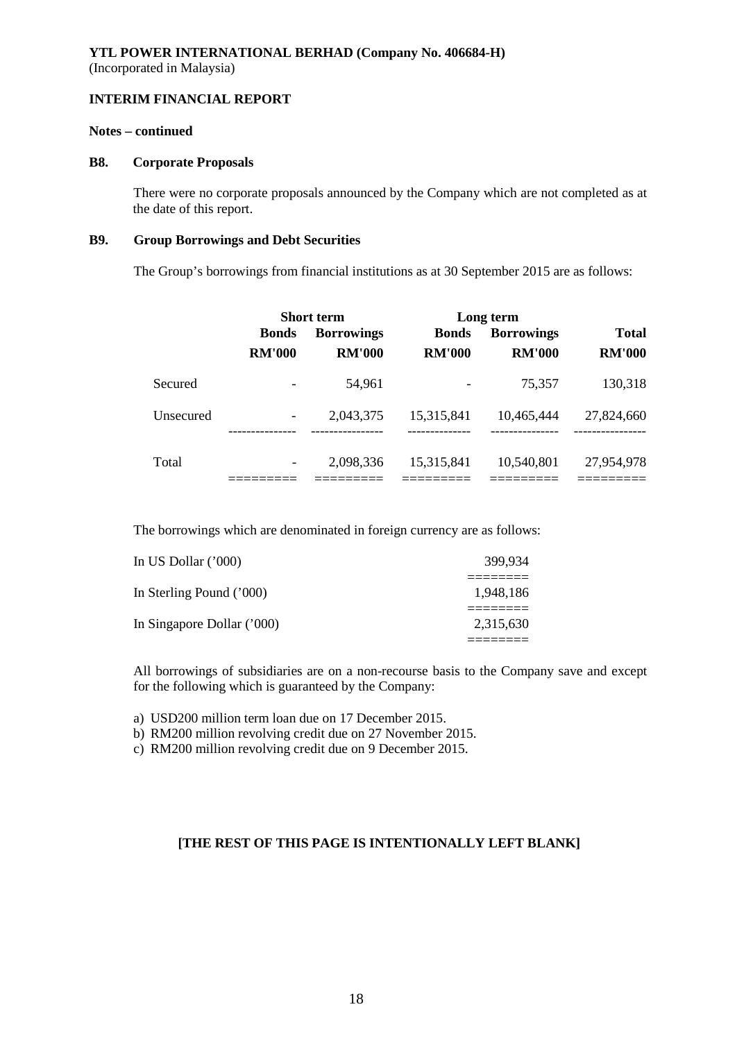**YTL POWER INTERNATIONAL BERHAD (Company No. 406684-H)**
(Incorporated in Malaysia)

**INTERIM FINANCIAL REPORT**

**Notes – continued**

**B8. Corporate Proposals**

There were no corporate proposals announced by the Company which are not completed as at the date of this report.

**B9. Group Borrowings and Debt Securities**

The Group's borrowings from financial institutions as at 30 September 2015 are as follows:

| | Short term | | Long term | | |
|---|---|---|---|---|---|
| | **Bonds** | **Borrowings** | **Bonds** | **Borrowings** | **Total** |
| | **RM'000** | **RM'000** | **RM'000** | **RM'000** | **RM'000** |
| Secured | - | 54,961 | - | 75,357 | 130,318 |
| Unsecured | - | 2,043,375 | 15,315,841 | 10,465,444 | 27,824,660 |
| Total | - | 2,098,336 | 15,315,841 | 10,540,801 | 27,954,978 |

The borrowings which are denominated in foreign currency are as follows:

| | |
|---|---|
| In US Dollar ('000) | 399,934 |
| In Sterling Pound ('000) | 1,948,186 |
| In Singapore Dollar ('000) | 2,315,630 |

All borrowings of subsidiaries are on a non-recourse basis to the Company save and except for the following which is guaranteed by the Company:

a) USD200 million term loan due on 17 December 2015.
b) RM200 million revolving credit due on 27 November 2015.
c) RM200 million revolving credit due on 9 December 2015.

**[THE REST OF THIS PAGE IS INTENTIONALLY LEFT BLANK]**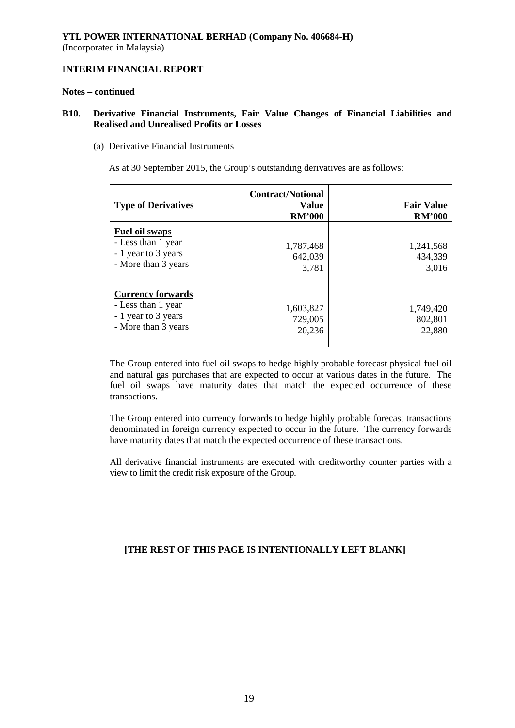**YTL POWER INTERNATIONAL BERHAD (Company No. 406684-H)**
(Incorporated in Malaysia)

**INTERIM FINANCIAL REPORT**

**Notes – continued**

**B10. Derivative Financial Instruments, Fair Value Changes of Financial Liabilities and Realised and Unrealised Profits or Losses**

(a) Derivative Financial Instruments

As at 30 September 2015, the Group's outstanding derivatives are as follows:

| Type of Derivatives | Contract/Notional Value RM'000 | Fair Value RM'000 |
|---|---|---|
| **Fuel oil swaps** | | |
| - Less than 1 year | 1,787,468 | 1,241,568 |
| - 1 year to 3 years | 642,039 | 434,339 |
| - More than 3 years | 3,781 | 3,016 |
| **Currency forwards** | | |
| - Less than 1 year | 1,603,827 | 1,749,420 |
| - 1 year to 3 years | 729,005 | 802,801 |
| - More than 3 years | 20,236 | 22,880 |

The Group entered into fuel oil swaps to hedge highly probable forecast physical fuel oil and natural gas purchases that are expected to occur at various dates in the future. The fuel oil swaps have maturity dates that match the expected occurrence of these transactions.

The Group entered into currency forwards to hedge highly probable forecast transactions denominated in foreign currency expected to occur in the future. The currency forwards have maturity dates that match the expected occurrence of these transactions.

All derivative financial instruments are executed with creditworthy counter parties with a view to limit the credit risk exposure of the Group.

**[THE REST OF THIS PAGE IS INTENTIONALLY LEFT BLANK]**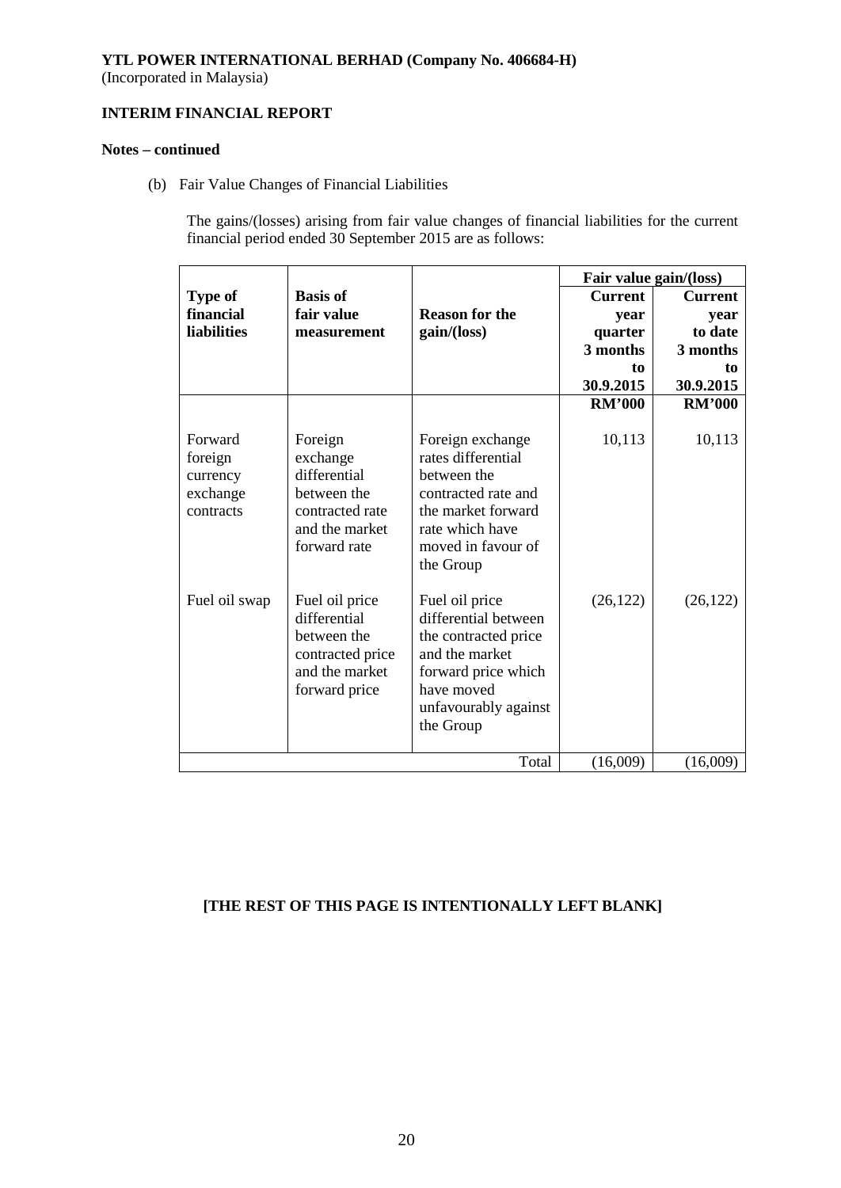**YTL POWER INTERNATIONAL BERHAD (Company No. 406684-H)**
(Incorporated in Malaysia)

**INTERIM FINANCIAL REPORT**

**Notes – continued**

(b) Fair Value Changes of Financial Liabilities

The gains/(losses) arising from fair value changes of financial liabilities for the current financial period ended 30 September 2015 are as follows:

| Type of financial liabilities | Basis of fair value measurement | Reason for the gain/(loss) | Fair value gain/(loss) | |
|---|---|---|---|---|
| | | | Current year quarter 3 months to 30.9.2015 | Current year to date 3 months to 30.9.2015 |
| | | | RM'000 | RM'000 |
| Forward foreign currency exchange contracts | Foreign exchange differential between the contracted rate and the market forward rate | Foreign exchange rates differential between the contracted rate and the market forward rate which have moved in favour of the Group | 10,113 | 10,113 |
| Fuel oil swap | Fuel oil price differential between the contracted price and the market forward price | Fuel oil price differential between the contracted price and the market forward price which have moved unfavourably against the Group | (26,122) | (26,122) |
| | | Total | (16,009) | (16,009) |

**[THE REST OF THIS PAGE IS INTENTIONALLY LEFT BLANK]**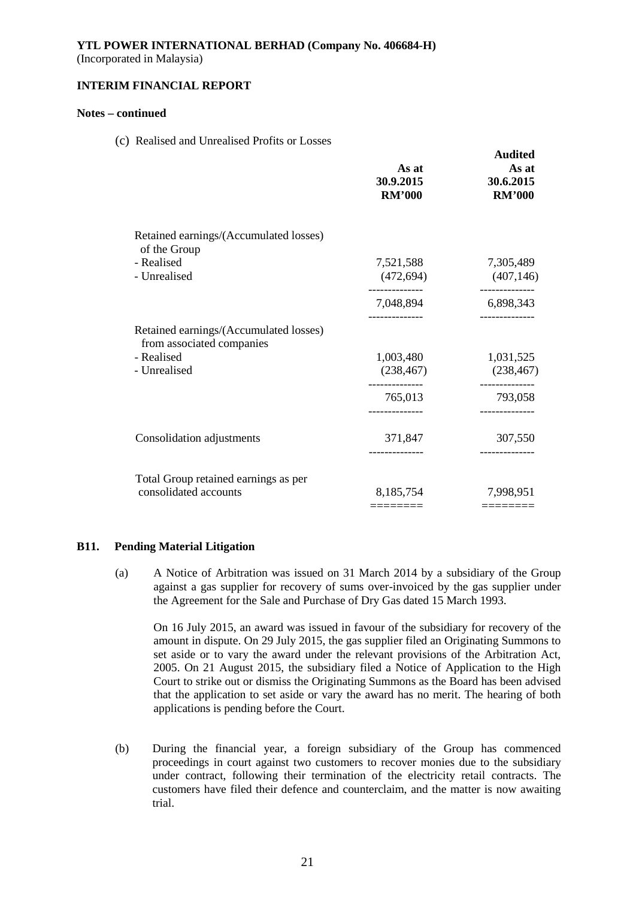**YTL POWER INTERNATIONAL BERHAD (Company No. 406684-H)**
(Incorporated in Malaysia)

**INTERIM FINANCIAL REPORT**

**Notes – continued**

(c) Realised and Unrealised Profits or Losses

| | As at 30.9.2015 RM'000 | Audited As at 30.6.2015 RM'000 |
|---|---|---|
| Retained earnings/(Accumulated losses) of the Group | | |
| - Realised | 7,521,588 | 7,305,489 |
| - Unrealised | (472,694) | (407,146) |
| | 7,048,894 | 6,898,343 |
| Retained earnings/(Accumulated losses) from associated companies | | |
| - Realised | 1,003,480 | 1,031,525 |
| - Unrealised | (238,467) | (238,467) |
| | 765,013 | 793,058 |
| Consolidation adjustments | 371,847 | 307,550 |
| Total Group retained earnings as per consolidated accounts | 8,185,754 | 7,998,951 |

**B11. Pending Material Litigation**

(a) A Notice of Arbitration was issued on 31 March 2014 by a subsidiary of the Group against a gas supplier for recovery of sums over-invoiced by the gas supplier under the Agreement for the Sale and Purchase of Dry Gas dated 15 March 1993.

On 16 July 2015, an award was issued in favour of the subsidiary for recovery of the amount in dispute. On 29 July 2015, the gas supplier filed an Originating Summons to set aside or to vary the award under the relevant provisions of the Arbitration Act, 2005. On 21 August 2015, the subsidiary filed a Notice of Application to the High Court to strike out or dismiss the Originating Summons as the Board has been advised that the application to set aside or vary the award has no merit. The hearing of both applications is pending before the Court.

(b) During the financial year, a foreign subsidiary of the Group has commenced proceedings in court against two customers to recover monies due to the subsidiary under contract, following their termination of the electricity retail contracts. The customers have filed their defence and counterclaim, and the matter is now awaiting trial.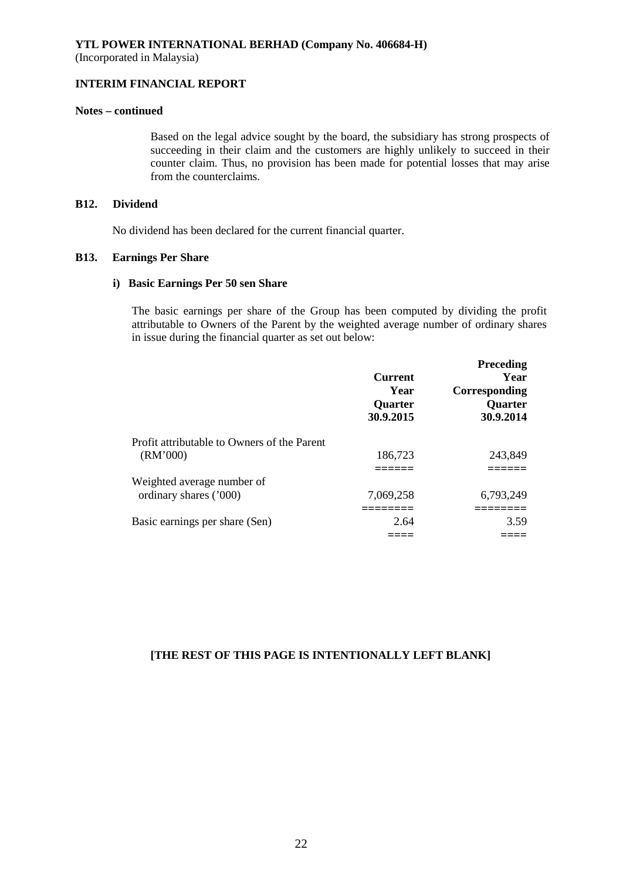**YTL POWER INTERNATIONAL BERHAD (Company No. 406684-H)**
(Incorporated in Malaysia)

**INTERIM FINANCIAL REPORT**

**Notes – continued**

Based on the legal advice sought by the board, the subsidiary has strong prospects of succeeding in their claim and the customers are highly unlikely to succeed in their counter claim. Thus, no provision has been made for potential losses that may arise from the counterclaims.

### B12. Dividend

No dividend has been declared for the current financial quarter.

### B13. Earnings Per Share

#### i) Basic Earnings Per 50 sen Share

The basic earnings per share of the Group has been computed by dividing the profit attributable to Owners of the Parent by the weighted average number of ordinary shares in issue during the financial quarter as set out below:

| | Current Year Quarter 30.9.2015 | Preceding Year Corresponding Quarter 30.9.2014 |
|---|---|---|
| Profit attributable to Owners of the Parent (RM'000) | 186,723 | 243,849 |
| Weighted average number of ordinary shares ('000) | 7,069,258 | 6,793,249 |
| Basic earnings per share (Sen) | 2.64 | 3.59 |

**[THE REST OF THIS PAGE IS INTENTIONALLY LEFT BLANK]**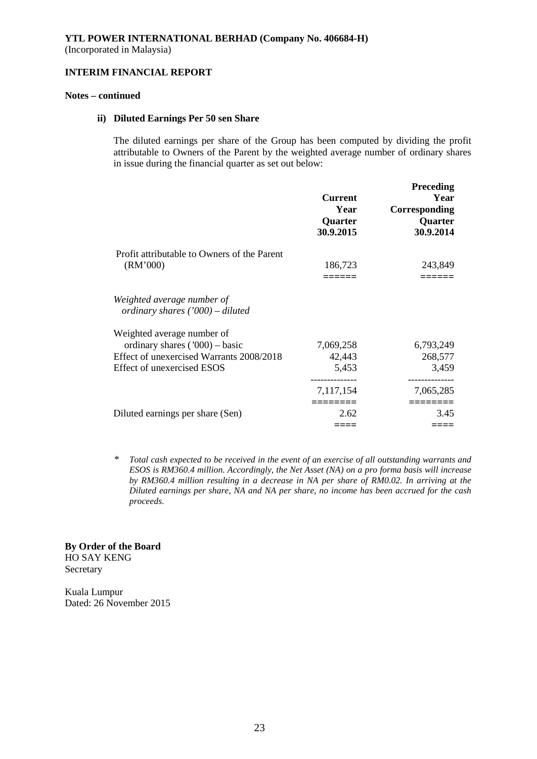**YTL POWER INTERNATIONAL BERHAD (Company No. 406684-H)**
(Incorporated in Malaysia)

**INTERIM FINANCIAL REPORT**

**Notes – continued**

**ii) Diluted Earnings Per 50 sen Share**

The diluted earnings per share of the Group has been computed by dividing the profit attributable to Owners of the Parent by the weighted average number of ordinary shares in issue during the financial quarter as set out below:

| | Current Year Quarter 30.9.2015 | Preceding Year Corresponding Quarter 30.9.2014 |
|---|---|---|
| Profit attributable to Owners of the Parent (RM'000) | 186,723 | 243,849 |
| *Weighted average number of ordinary shares ('000) – diluted* | | |
| Weighted average number of ordinary shares ('000) – basic | 7,069,258 | 6,793,249 |
| Effect of unexercised Warrants 2008/2018 | 42,443 | 268,577 |
| Effect of unexercised ESOS | 5,453 | 3,459 |
| | 7,117,154 | 7,065,285 |
| Diluted earnings per share (Sen) | 2.62 | 3.45 |

\* *Total cash expected to be received in the event of an exercise of all outstanding warrants and ESOS is RM360.4 million. Accordingly, the Net Asset (NA) on a pro forma basis will increase by RM360.4 million resulting in a decrease in NA per share of RM0.02. In arriving at the Diluted earnings per share, NA and NA per share, no income has been accrued for the cash proceeds.*

**By Order of the Board**
HO SAY KENG
Secretary

Kuala Lumpur
Dated: 26 November 2015